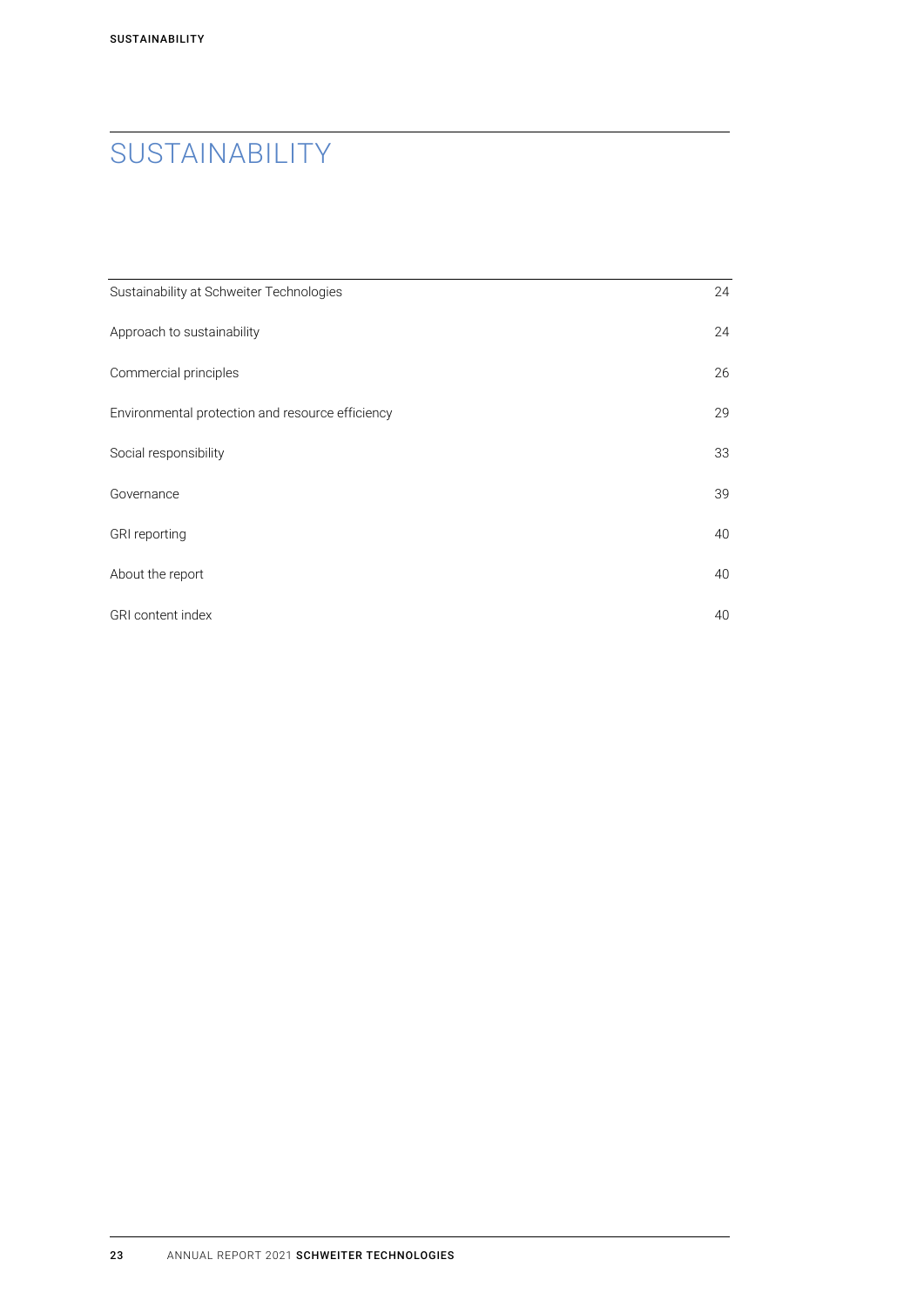# SUSTAINABILITY

| | |
|---|---|
| Sustainability at Schweiter Technologies | 24 |
| Approach to sustainability | 24 |
| Commercial principles | 26 |
| Environmental protection and resource efficiency | 29 |
| Social responsibility | 33 |
| Governance | 39 |
| GRI reporting | 40 |
| About the report | 40 |
| GRI content index | 40 |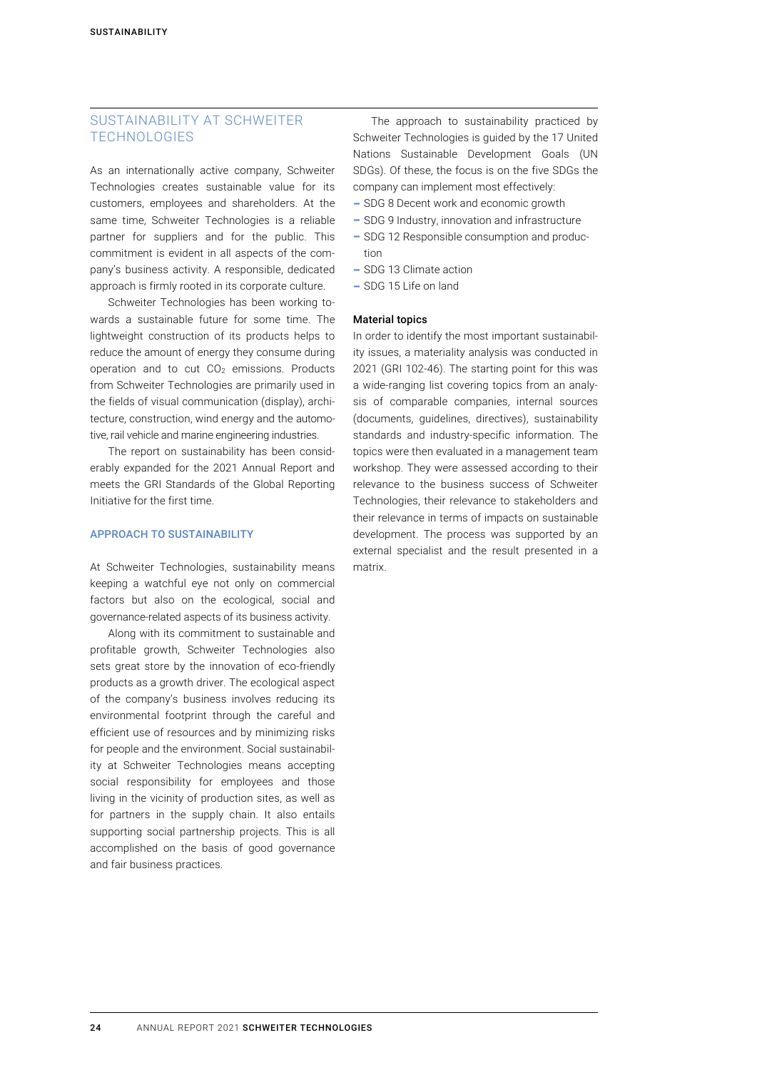## SUSTAINABILITY AT SCHWEITER TECHNOLOGIES

As an internationally active company, Schweiter Technologies creates sustainable value for its customers, employees and shareholders. At the same time, Schweiter Technologies is a reliable partner for suppliers and for the public. This commitment is evident in all aspects of the company's business activity. A responsible, dedicated approach is firmly rooted in its corporate culture.

Schweiter Technologies has been working towards a sustainable future for some time. The lightweight construction of its products helps to reduce the amount of energy they consume during operation and to cut $CO_2$ emissions. Products from Schweiter Technologies are primarily used in the fields of visual communication (display), architecture, construction, wind energy and the automotive, rail vehicle and marine engineering industries.

The report on sustainability has been considerably expanded for the 2021 Annual Report and meets the GRI Standards of the Global Reporting Initiative for the first time.

### APPROACH TO SUSTAINABILITY

At Schweiter Technologies, sustainability means keeping a watchful eye not only on commercial factors but also on the ecological, social and governance-related aspects of its business activity.

Along with its commitment to sustainable and profitable growth, Schweiter Technologies also sets great store by the innovation of eco-friendly products as a growth driver. The ecological aspect of the company's business involves reducing its environmental footprint through the careful and efficient use of resources and by minimizing risks for people and the environment. Social sustainability at Schweiter Technologies means accepting social responsibility for employees and those living in the vicinity of production sites, as well as for partners in the supply chain. It also entails supporting social partnership projects. This is all accomplished on the basis of good governance and fair business practices.

The approach to sustainability practiced by Schweiter Technologies is guided by the 17 United Nations Sustainable Development Goals (UN SDGs). Of these, the focus is on the five SDGs the company can implement most effectively:

- SDG 8 Decent work and economic growth
- SDG 9 Industry, innovation and infrastructure
- SDG 12 Responsible consumption and production
- SDG 13 Climate action
- SDG 15 Life on land

**Material topics**

In order to identify the most important sustainability issues, a materiality analysis was conducted in 2021 (GRI 102-46). The starting point for this was a wide-ranging list covering topics from an analysis of comparable companies, internal sources (documents, guidelines, directives), sustainability standards and industry-specific information. The topics were then evaluated in a management team workshop. They were assessed according to their relevance to the business success of Schweiter Technologies, their relevance to stakeholders and their relevance in terms of impacts on sustainable development. The process was supported by an external specialist and the result presented in a matrix.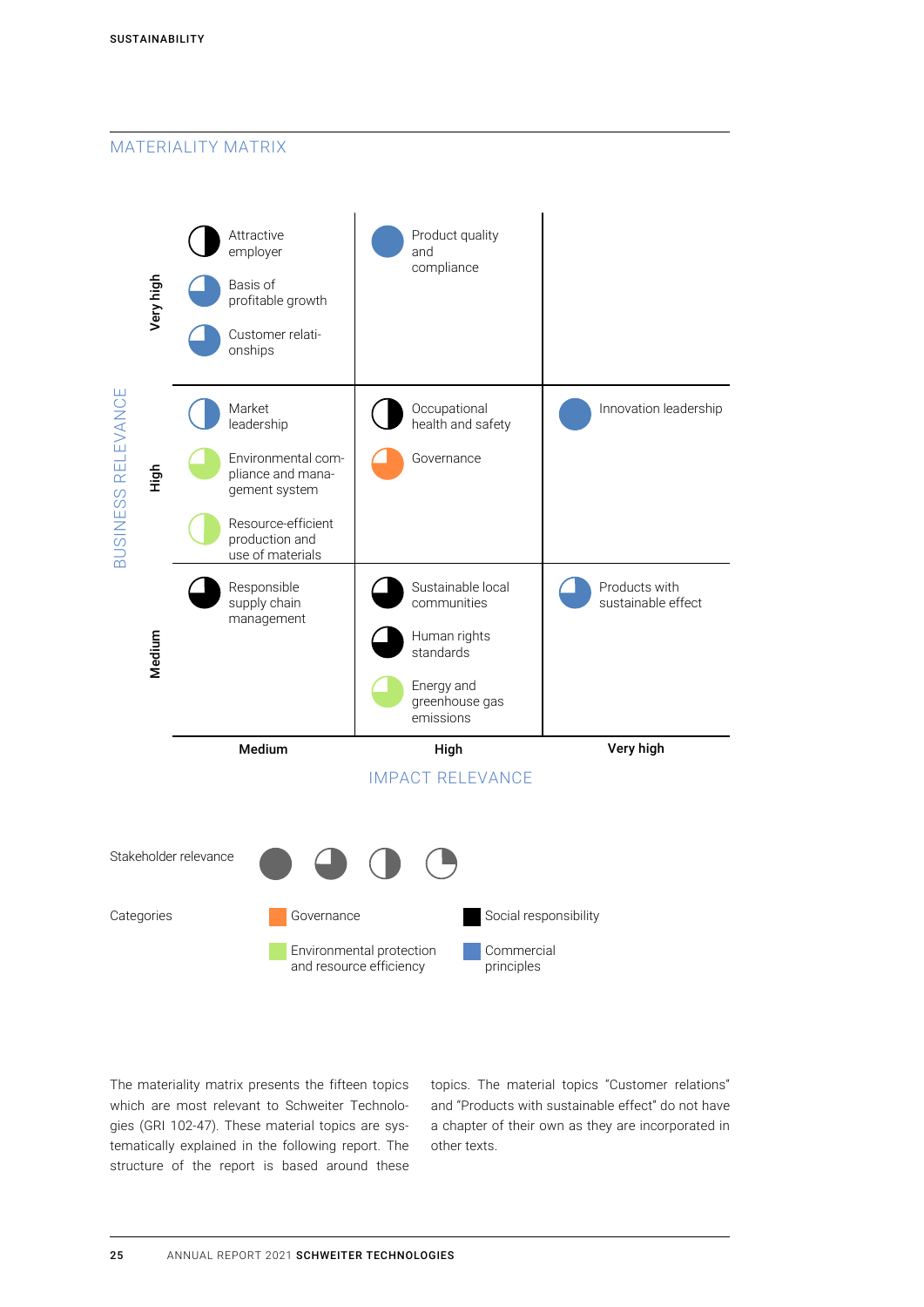## MATERIALITY MATRIX

| Business relevance \ Impact relevance | Medium | High | Very high |
|---|---|---|---|
| **Very high** | Attractive employer<br>Basis of profitable growth<br>Customer relationships | Product quality and compliance | |
| **High** | Market leadership<br>Environmental compliance and management system<br>Resource-efficient production and use of materials | Occupational health and safety<br>Governance | Innovation leadership |
| **Medium** | Responsible supply chain management | Sustainable local communities<br>Human rights standards<br>Energy and greenhouse gas emissions | Products with sustainable effect |

Stakeholder relevance

Categories: Governance; Social responsibility; Environmental protection and resource efficiency; Commercial principles

The materiality matrix presents the fifteen topics which are most relevant to Schweiter Technologies (GRI 102-47). These material topics are systematically explained in the following report. The structure of the report is based around these topics. The material topics "Customer relations" and "Products with sustainable effect" do not have a chapter of their own as they are incorporated in other texts.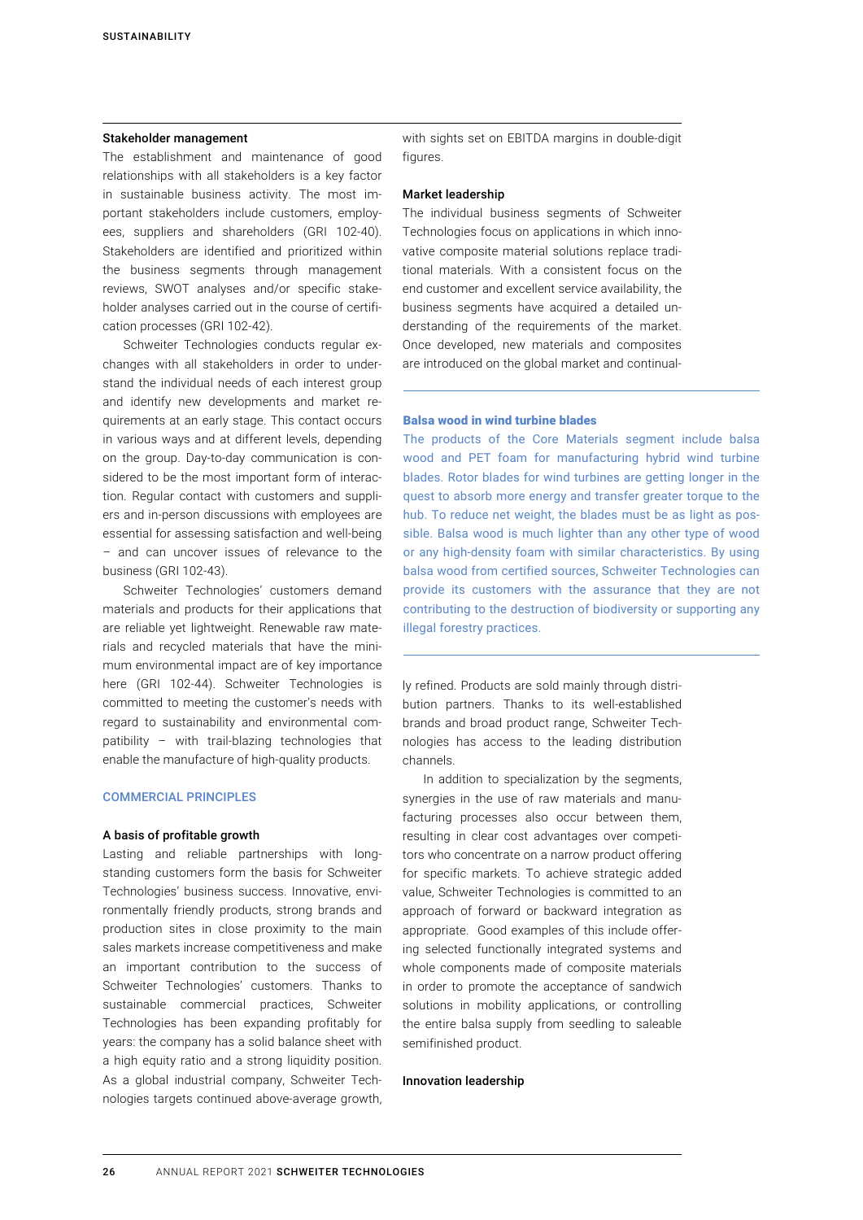### Stakeholder management

The establishment and maintenance of good relationships with all stakeholders is a key factor in sustainable business activity. The most important stakeholders include customers, employees, suppliers and shareholders (GRI 102-40). Stakeholders are identified and prioritized within the business segments through management reviews, SWOT analyses and/or specific stakeholder analyses carried out in the course of certification processes (GRI 102-42).

Schweiter Technologies conducts regular exchanges with all stakeholders in order to understand the individual needs of each interest group and identify new developments and market requirements at an early stage. This contact occurs in various ways and at different levels, depending on the group. Day-to-day communication is considered to be the most important form of interaction. Regular contact with customers and suppliers and in-person discussions with employees are essential for assessing satisfaction and well-being – and can uncover issues of relevance to the business (GRI 102-43).

Schweiter Technologies' customers demand materials and products for their applications that are reliable yet lightweight. Renewable raw materials and recycled materials that have the minimum environmental impact are of key importance here (GRI 102-44). Schweiter Technologies is committed to meeting the customer's needs with regard to sustainability and environmental compatibility – with trail-blazing technologies that enable the manufacture of high-quality products.

## COMMERCIAL PRINCIPLES

### A basis of profitable growth

Lasting and reliable partnerships with longstanding customers form the basis for Schweiter Technologies' business success. Innovative, environmentally friendly products, strong brands and production sites in close proximity to the main sales markets increase competitiveness and make an important contribution to the success of Schweiter Technologies' customers. Thanks to sustainable commercial practices, Schweiter Technologies has been expanding profitably for years: the company has a solid balance sheet with a high equity ratio and a strong liquidity position. As a global industrial company, Schweiter Technologies targets continued above-average growth, with sights set on EBITDA margins in double-digit figures.

### Market leadership

The individual business segments of Schweiter Technologies focus on applications in which innovative composite material solutions replace traditional materials. With a consistent focus on the end customer and excellent service availability, the business segments have acquired a detailed understanding of the requirements of the market. Once developed, new materials and composites are introduced on the global market and continually refined. Products are sold mainly through distribution partners. Thanks to its well-established brands and broad product range, Schweiter Technologies has access to the leading distribution channels.

In addition to specialization by the segments, synergies in the use of raw materials and manufacturing processes also occur between them, resulting in clear cost advantages over competitors who concentrate on a narrow product offering for specific markets. To achieve strategic added value, Schweiter Technologies is committed to an approach of forward or backward integration as appropriate. Good examples of this include offering selected functionally integrated systems and whole components made of composite materials in order to promote the acceptance of sandwich solutions in mobility applications, or controlling the entire balsa supply from seedling to saleable semifinished product.

### Innovation leadership

---

**Balsa wood in wind turbine blades**

The products of the Core Materials segment include balsa wood and PET foam for manufacturing hybrid wind turbine blades. Rotor blades for wind turbines are getting longer in the quest to absorb more energy and transfer greater torque to the hub. To reduce net weight, the blades must be as light as possible. Balsa wood is much lighter than any other type of wood or any high-density foam with similar characteristics. By using balsa wood from certified sources, Schweiter Technologies can provide its customers with the assurance that they are not contributing to the destruction of biodiversity or supporting any illegal forestry practices.

---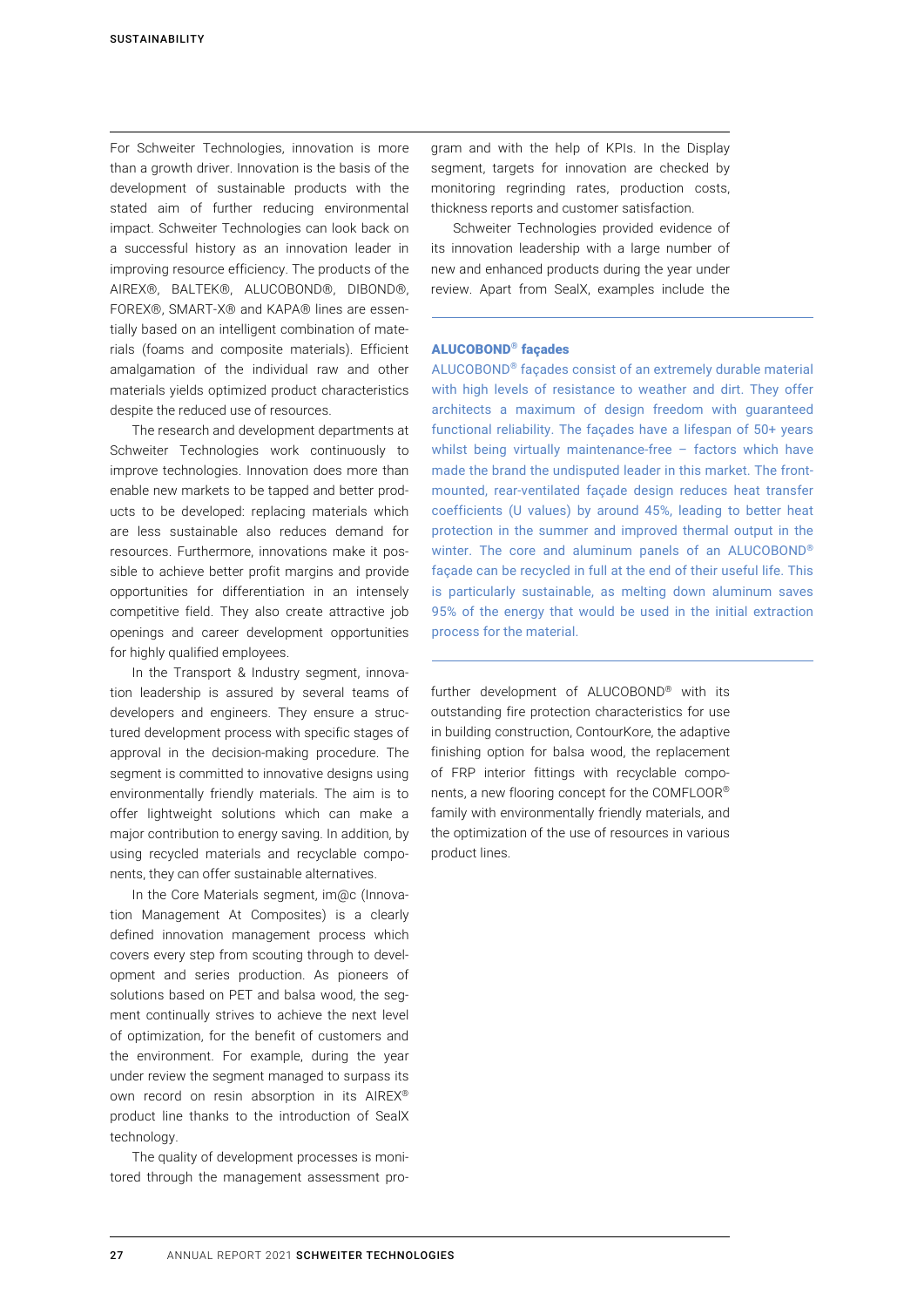For Schweiter Technologies, innovation is more than a growth driver. Innovation is the basis of the development of sustainable products with the stated aim of further reducing environmental impact. Schweiter Technologies can look back on a successful history as an innovation leader in improving resource efficiency. The products of the AIREX®, BALTEK®, ALUCOBOND®, DIBOND®, FOREX®, SMART-X® and KAPA® lines are essentially based on an intelligent combination of materials (foams and composite materials). Efficient amalgamation of the individual raw and other materials yields optimized product characteristics despite the reduced use of resources.

The research and development departments at Schweiter Technologies work continuously to improve technologies. Innovation does more than enable new markets to be tapped and better products to be developed: replacing materials which are less sustainable also reduces demand for resources. Furthermore, innovations make it possible to achieve better profit margins and provide opportunities for differentiation in an intensely competitive field. They also create attractive job openings and career development opportunities for highly qualified employees.

In the Transport & Industry segment, innovation leadership is assured by several teams of developers and engineers. They ensure a structured development process with specific stages of approval in the decision-making procedure. The segment is committed to innovative designs using environmentally friendly materials. The aim is to offer lightweight solutions which can make a major contribution to energy saving. In addition, by using recycled materials and recyclable components, they can offer sustainable alternatives.

In the Core Materials segment, im@c (Innovation Management At Composites) is a clearly defined innovation management process which covers every step from scouting through to development and series production. As pioneers of solutions based on PET and balsa wood, the segment continually strives to achieve the next level of optimization, for the benefit of customers and the environment. For example, during the year under review the segment managed to surpass its own record on resin absorption in its AIREX® product line thanks to the introduction of SealX technology.

The quality of development processes is monitored through the management assessment program and with the help of KPIs. In the Display segment, targets for innovation are checked by monitoring regrinding rates, production costs, thickness reports and customer satisfaction.

Schweiter Technologies provided evidence of its innovation leadership with a large number of new and enhanced products during the year under review. Apart from SealX, examples include the further development of ALUCOBOND® with its outstanding fire protection characteristics for use in building construction, ContourKore, the adaptive finishing option for balsa wood, the replacement of FRP interior fittings with recyclable components, a new flooring concept for the COMFLOOR® family with environmentally friendly materials, and the optimization of the use of resources in various product lines.

---

**ALUCOBOND® façades**

ALUCOBOND® façades consist of an extremely durable material with high levels of resistance to weather and dirt. They offer architects a maximum of design freedom with guaranteed functional reliability. The façades have a lifespan of 50+ years whilst being virtually maintenance-free – factors which have made the brand the undisputed leader in this market. The front-mounted, rear-ventilated façade design reduces heat transfer coefficients (U values) by around 45%, leading to better heat protection in the summer and improved thermal output in the winter. The core and aluminum panels of an ALUCOBOND® façade can be recycled in full at the end of their useful life. This is particularly sustainable, as melting down aluminum saves 95% of the energy that would be used in the initial extraction process for the material.

---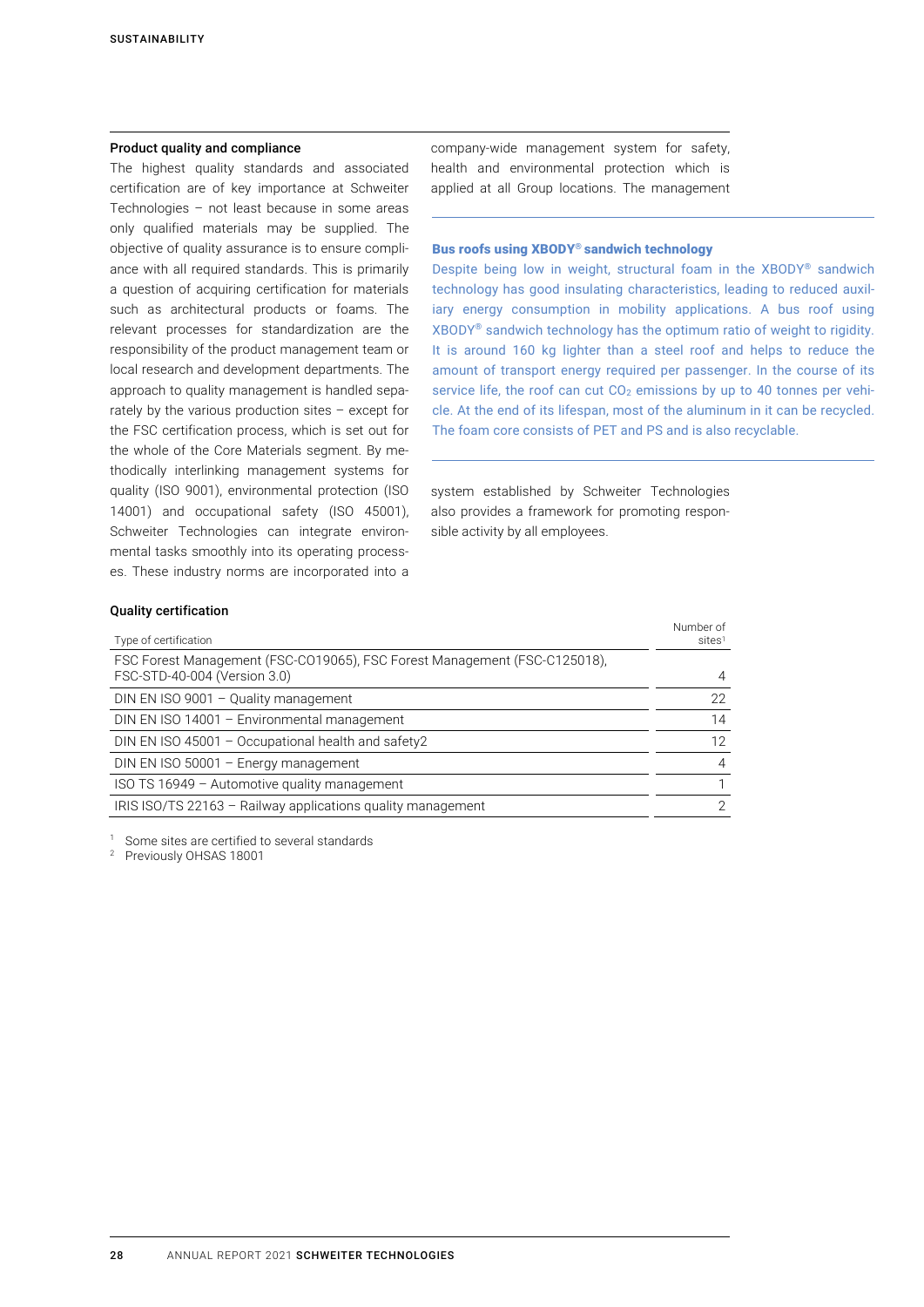## Product quality and compliance

The highest quality standards and associated certification are of key importance at Schweiter Technologies – not least because in some areas only qualified materials may be supplied. The objective of quality assurance is to ensure compliance with all required standards. This is primarily a question of acquiring certification for materials such as architectural products or foams. The relevant processes for standardization are the responsibility of the product management team or local research and development departments. The approach to quality management is handled separately by the various production sites – except for the FSC certification process, which is set out for the whole of the Core Materials segment. By methodically interlinking management systems for quality (ISO 9001), environmental protection (ISO 14001) and occupational safety (ISO 45001), Schweiter Technologies can integrate environmental tasks smoothly into its operating processes. These industry norms are incorporated into a company-wide management system for safety, health and environmental protection which is applied at all Group locations. The management system established by Schweiter Technologies also provides a framework for promoting responsible activity by all employees.

### Bus roofs using XBODY® sandwich technology

Despite being low in weight, structural foam in the XBODY® sandwich technology has good insulating characteristics, leading to reduced auxiliary energy consumption in mobility applications. A bus roof using XBODY® sandwich technology has the optimum ratio of weight to rigidity. It is around 160 kg lighter than a steel roof and helps to reduce the amount of transport energy required per passenger. In the course of its service life, the roof can cut $CO_2$ emissions by up to 40 tonnes per vehicle. At the end of its lifespan, most of the aluminum in it can be recycled. The foam core consists of PET and PS and is also recyclable.

### Quality certification

| Type of certification | Number of sites[1] |
|---|---|
| FSC Forest Management (FSC-CO19065), FSC Forest Management (FSC-C125018), FSC-STD-40-004 (Version 3.0) | 4 |
| DIN EN ISO 9001 – Quality management | 22 |
| DIN EN ISO 14001 – Environmental management | 14 |
| DIN EN ISO 45001 – Occupational health and safety2 | 12 |
| DIN EN ISO 50001 – Energy management | 4 |
| ISO TS 16949 – Automotive quality management | 1 |
| IRIS ISO/TS 22163 – Railway applications quality management | 2 |

[1] Some sites are certified to several standards
[2] Previously OHSAS 18001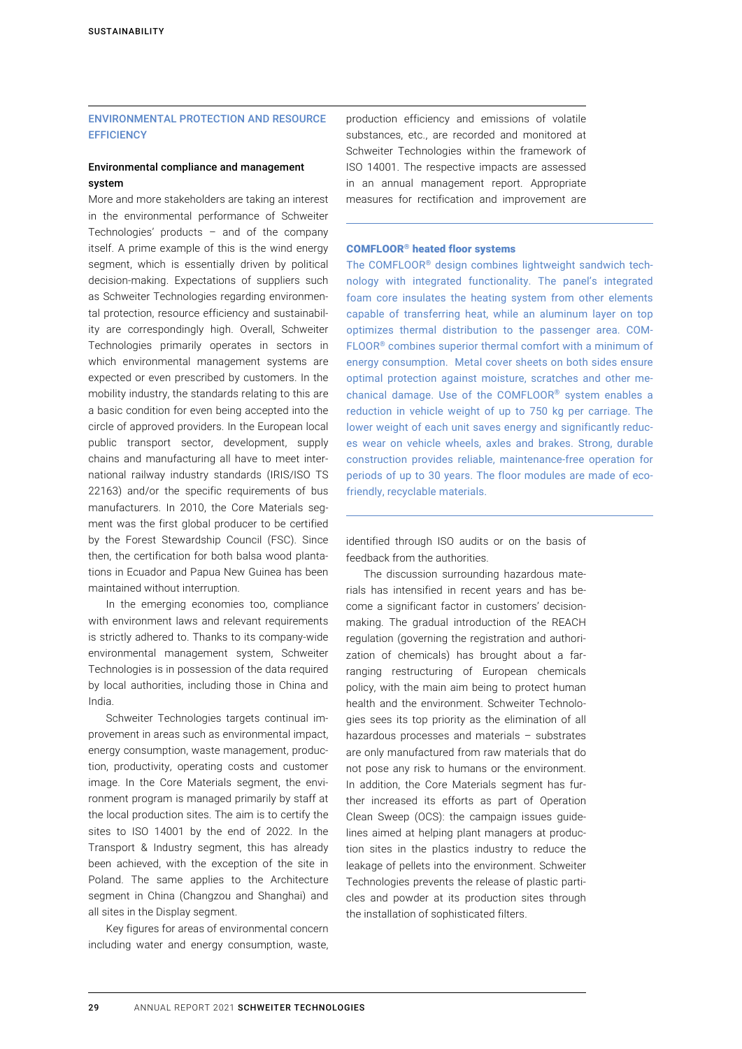## ENVIRONMENTAL PROTECTION AND RESOURCE EFFICIENCY

### Environmental compliance and management system

More and more stakeholders are taking an interest in the environmental performance of Schweiter Technologies' products – and of the company itself. A prime example of this is the wind energy segment, which is essentially driven by political decision-making. Expectations of suppliers such as Schweiter Technologies regarding environmental protection, resource efficiency and sustainability are correspondingly high. Overall, Schweiter Technologies primarily operates in sectors in which environmental management systems are expected or even prescribed by customers. In the mobility industry, the standards relating to this are a basic condition for even being accepted into the circle of approved providers. In the European local public transport sector, development, supply chains and manufacturing all have to meet international railway industry standards (IRIS/ISO TS 22163) and/or the specific requirements of bus manufacturers. In 2010, the Core Materials segment was the first global producer to be certified by the Forest Stewardship Council (FSC). Since then, the certification for both balsa wood plantations in Ecuador and Papua New Guinea has been maintained without interruption.

In the emerging economies too, compliance with environment laws and relevant requirements is strictly adhered to. Thanks to its company-wide environmental management system, Schweiter Technologies is in possession of the data required by local authorities, including those in China and India.

Schweiter Technologies targets continual improvement in areas such as environmental impact, energy consumption, waste management, production, productivity, operating costs and customer image. In the Core Materials segment, the environment program is managed primarily by staff at the local production sites. The aim is to certify the sites to ISO 14001 by the end of 2022. In the Transport & Industry segment, this has already been achieved, with the exception of the site in Poland. The same applies to the Architecture segment in China (Changzou and Shanghai) and all sites in the Display segment.

Key figures for areas of environmental concern including water and energy consumption, waste, production efficiency and emissions of volatile substances, etc., are recorded and monitored at Schweiter Technologies within the framework of ISO 14001. The respective impacts are assessed in an annual management report. Appropriate measures for rectification and improvement are identified through ISO audits or on the basis of feedback from the authorities.

The discussion surrounding hazardous materials has intensified in recent years and has become a significant factor in customers' decision-making. The gradual introduction of the REACH regulation (governing the registration and authorization of chemicals) has brought about a far-ranging restructuring of European chemicals policy, with the main aim being to protect human health and the environment. Schweiter Technologies sees its top priority as the elimination of all hazardous processes and materials – substrates are only manufactured from raw materials that do not pose any risk to humans or the environment. In addition, the Core Materials segment has further increased its efforts as part of Operation Clean Sweep (OCS): the campaign issues guidelines aimed at helping plant managers at production sites in the plastics industry to reduce the leakage of pellets into the environment. Schweiter Technologies prevents the release of plastic particles and powder at its production sites through the installation of sophisticated filters.

---

**COMFLOOR® heated floor systems**

The COMFLOOR® design combines lightweight sandwich technology with integrated functionality. The panel's integrated foam core insulates the heating system from other elements capable of transferring heat, while an aluminum layer on top optimizes thermal distribution to the passenger area. COMFLOOR® combines superior thermal comfort with a minimum of energy consumption. Metal cover sheets on both sides ensure optimal protection against moisture, scratches and other mechanical damage. Use of the COMFLOOR® system enables a reduction in vehicle weight of up to 750 kg per carriage. The lower weight of each unit saves energy and significantly reduces wear on vehicle wheels, axles and brakes. Strong, durable construction provides reliable, maintenance-free operation for periods of up to 30 years. The floor modules are made of eco-friendly, recyclable materials.

---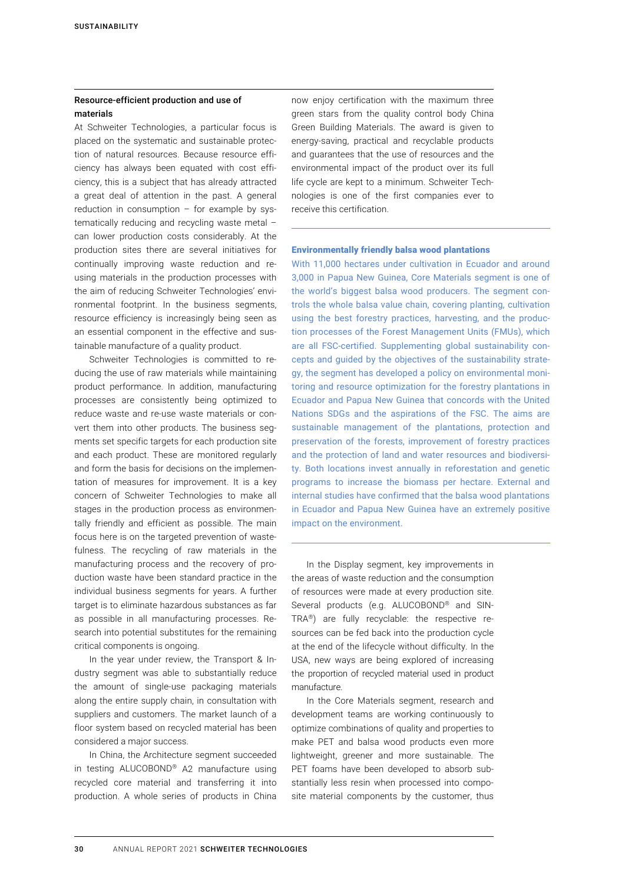### Resource-efficient production and use of materials

At Schweiter Technologies, a particular focus is placed on the systematic and sustainable protection of natural resources. Because resource efficiency has always been equated with cost efficiency, this is a subject that has already attracted a great deal of attention in the past. A general reduction in consumption – for example by systematically reducing and recycling waste metal – can lower production costs considerably. At the production sites there are several initiatives for continually improving waste reduction and re-using materials in the production processes with the aim of reducing Schweiter Technologies' environmental footprint. In the business segments, resource efficiency is increasingly being seen as an essential component in the effective and sustainable manufacture of a quality product.

Schweiter Technologies is committed to reducing the use of raw materials while maintaining product performance. In addition, manufacturing processes are consistently being optimized to reduce waste and re-use waste materials or convert them into other products. The business segments set specific targets for each production site and each product. These are monitored regularly and form the basis for decisions on the implementation of measures for improvement. It is a key concern of Schweiter Technologies to make all stages in the production process as environmentally friendly and efficient as possible. The main focus here is on the targeted prevention of wastefulness. The recycling of raw materials in the manufacturing process and the recovery of production waste have been standard practice in the individual business segments for years. A further target is to eliminate hazardous substances as far as possible in all manufacturing processes. Research into potential substitutes for the remaining critical components is ongoing.

In the year under review, the Transport & Industry segment was able to substantially reduce the amount of single-use packaging materials along the entire supply chain, in consultation with suppliers and customers. The market launch of a floor system based on recycled material has been considered a major success.

In China, the Architecture segment succeeded in testing ALUCOBOND® A2 manufacture using recycled core material and transferring it into production. A whole series of products in China now enjoy certification with the maximum three green stars from the quality control body China Green Building Materials. The award is given to energy-saving, practical and recyclable products and guarantees that the use of resources and the environmental impact of the product over its full life cycle are kept to a minimum. Schweiter Technologies is one of the first companies ever to receive this certification.

#### Environmentally friendly balsa wood plantations

With 11,000 hectares under cultivation in Ecuador and around 3,000 in Papua New Guinea, Core Materials segment is one of the world's biggest balsa wood producers. The segment controls the whole balsa value chain, covering planting, cultivation using the best forestry practices, harvesting, and the production processes of the Forest Management Units (FMUs), which are all FSC-certified. Supplementing global sustainability concepts and guided by the objectives of the sustainability strategy, the segment has developed a policy on environmental monitoring and resource optimization for the forestry plantations in Ecuador and Papua New Guinea that concords with the United Nations SDGs and the aspirations of the FSC. The aims are sustainable management of the plantations, protection and preservation of the forests, improvement of forestry practices and the protection of land and water resources and biodiversity. Both locations invest annually in reforestation and genetic programs to increase the biomass per hectare. External and internal studies have confirmed that the balsa wood plantations in Ecuador and Papua New Guinea have an extremely positive impact on the environment.

In the Display segment, key improvements in the areas of waste reduction and the consumption of resources were made at every production site. Several products (e.g. ALUCOBOND® and SINTRA®) are fully recyclable: the respective resources can be fed back into the production cycle at the end of the lifecycle without difficulty. In the USA, new ways are being explored of increasing the proportion of recycled material used in product manufacture.

In the Core Materials segment, research and development teams are working continuously to optimize combinations of quality and properties to make PET and balsa wood products even more lightweight, greener and more sustainable. The PET foams have been developed to absorb substantially less resin when processed into composite material components by the customer, thus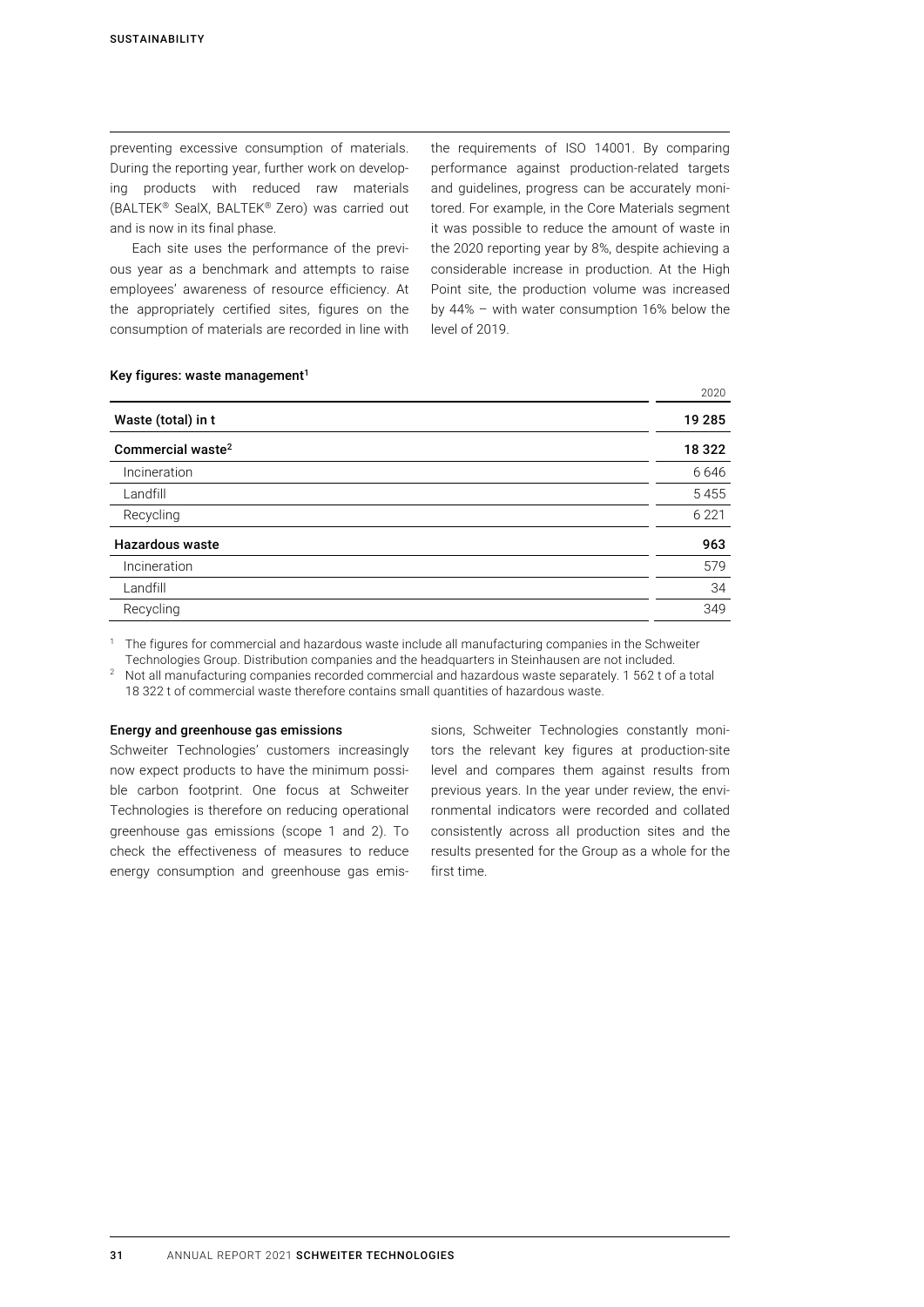preventing excessive consumption of materials. During the reporting year, further work on developing products with reduced raw materials (BALTEK® SealX, BALTEK® Zero) was carried out and is now in its final phase.

Each site uses the performance of the previous year as a benchmark and attempts to raise employees' awareness of resource efficiency. At the appropriately certified sites, figures on the consumption of materials are recorded in line with the requirements of ISO 14001. By comparing performance against production-related targets and guidelines, progress can be accurately monitored. For example, in the Core Materials segment it was possible to reduce the amount of waste in the 2020 reporting year by 8%, despite achieving a considerable increase in production. At the High Point site, the production volume was increased by 44% – with water consumption 16% below the level of 2019.

**Key figures: waste management[1]**

| | 2020 |
|---|---|
| **Waste (total) in t** | **19 285** |
| **Commercial waste[2]** | **18 322** |
| Incineration | 6 646 |
| Landfill | 5 455 |
| Recycling | 6 221 |
| **Hazardous waste** | **963** |
| Incineration | 579 |
| Landfill | 34 |
| Recycling | 349 |

[1] The figures for commercial and hazardous waste include all manufacturing companies in the Schweiter Technologies Group. Distribution companies and the headquarters in Steinhausen are not included.

[2] Not all manufacturing companies recorded commercial and hazardous waste separately. 1 562 t of a total 18 322 t of commercial waste therefore contains small quantities of hazardous waste.

**Energy and greenhouse gas emissions**

Schweiter Technologies' customers increasingly now expect products to have the minimum possible carbon footprint. One focus at Schweiter Technologies is therefore on reducing operational greenhouse gas emissions (scope 1 and 2). To check the effectiveness of measures to reduce energy consumption and greenhouse gas emissions, Schweiter Technologies constantly monitors the relevant key figures at production-site level and compares them against results from previous years. In the year under review, the environmental indicators were recorded and collated consistently across all production sites and the results presented for the Group as a whole for the first time.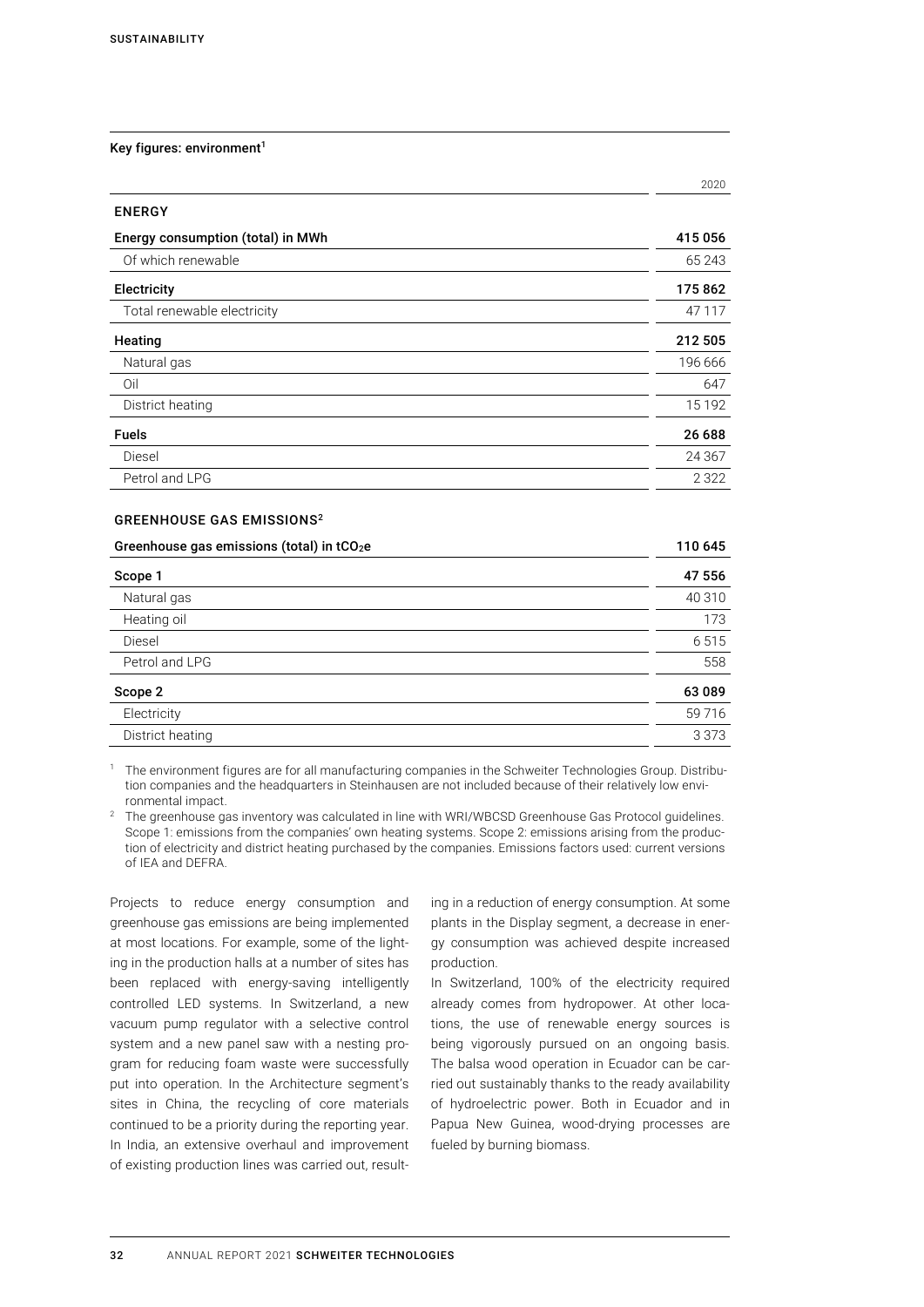**Key figures: environment[1]**

| | 2020 |
|---|---|
| **ENERGY** | |
| **Energy consumption (total) in MWh** | **415 056** |
| Of which renewable | 65 243 |
| **Electricity** | **175 862** |
| Total renewable electricity | 47 117 |
| **Heating** | **212 505** |
| Natural gas | 196 666 |
| Oil | 647 |
| District heating | 15 192 |
| **Fuels** | **26 688** |
| Diesel | 24 367 |
| Petrol and LPG | 2 322 |
| **GREENHOUSE GAS EMISSIONS[2]** | |
| **Greenhouse gas emissions (total) in $tCO_2e$** | **110 645** |
| **Scope 1** | **47 556** |
| Natural gas | 40 310 |
| Heating oil | 173 |
| Diesel | 6 515 |
| Petrol and LPG | 558 |
| **Scope 2** | **63 089** |
| Electricity | 59 716 |
| District heating | 3 373 |

[1] The environment figures are for all manufacturing companies in the Schweiter Technologies Group. Distribution companies and the headquarters in Steinhausen are not included because of their relatively low environmental impact.

[2] The greenhouse gas inventory was calculated in line with WRI/WBCSD Greenhouse Gas Protocol guidelines. Scope 1: emissions from the companies' own heating systems. Scope 2: emissions arising from the production of electricity and district heating purchased by the companies. Emissions factors used: current versions of IEA and DEFRA.

Projects to reduce energy consumption and greenhouse gas emissions are being implemented at most locations. For example, some of the lighting in the production halls at a number of sites has been replaced with energy-saving intelligently controlled LED systems. In Switzerland, a new vacuum pump regulator with a selective control system and a new panel saw with a nesting program for reducing foam waste were successfully put into operation. In the Architecture segment's sites in China, the recycling of core materials continued to be a priority during the reporting year. In India, an extensive overhaul and improvement of existing production lines was carried out, resulting in a reduction of energy consumption. At some plants in the Display segment, a decrease in energy consumption was achieved despite increased production.

In Switzerland, 100% of the electricity required already comes from hydropower. At other locations, the use of renewable energy sources is being vigorously pursued on an ongoing basis. The balsa wood operation in Ecuador can be carried out sustainably thanks to the ready availability of hydroelectric power. Both in Ecuador and in Papua New Guinea, wood-drying processes are fueled by burning biomass.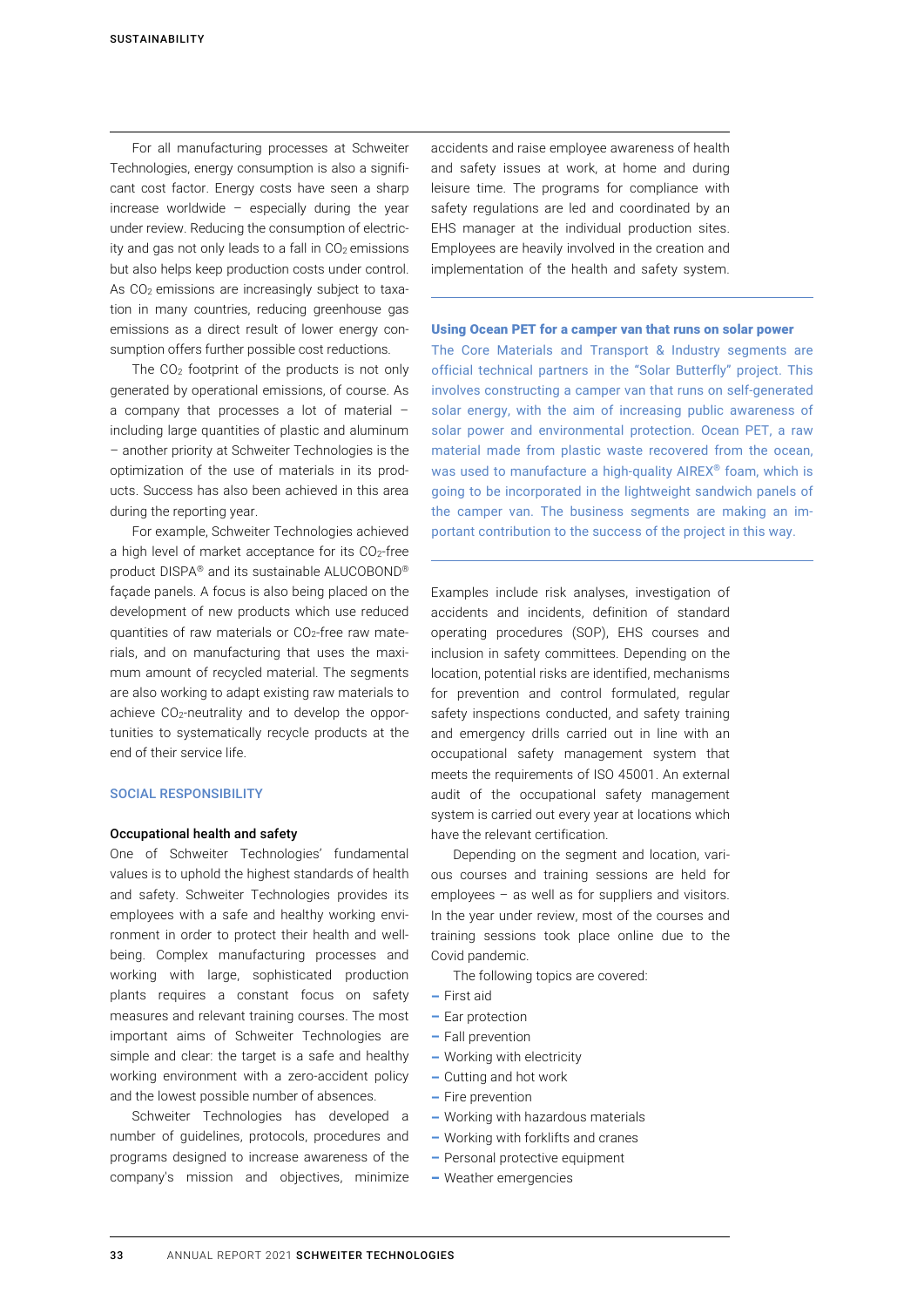For all manufacturing processes at Schweiter Technologies, energy consumption is also a significant cost factor. Energy costs have seen a sharp increase worldwide – especially during the year under review. Reducing the consumption of electricity and gas not only leads to a fall in $CO_2$ emissions but also helps keep production costs under control. As $CO_2$ emissions are increasingly subject to taxation in many countries, reducing greenhouse gas emissions as a direct result of lower energy consumption offers further possible cost reductions.

The $CO_2$ footprint of the products is not only generated by operational emissions, of course. As a company that processes a lot of material – including large quantities of plastic and aluminum – another priority at Schweiter Technologies is the optimization of the use of materials in its products. Success has also been achieved in this area during the reporting year.

For example, Schweiter Technologies achieved a high level of market acceptance for its $CO_2$-free product DISPA® and its sustainable ALUCOBOND® façade panels. A focus is also being placed on the development of new products which use reduced quantities of raw materials or $CO_2$-free raw materials, and on manufacturing that uses the maximum amount of recycled material. The segments are also working to adapt existing raw materials to achieve $CO_2$-neutrality and to develop the opportunities to systematically recycle products at the end of their service life.

## SOCIAL RESPONSIBILITY

### Occupational health and safety

One of Schweiter Technologies' fundamental values is to uphold the highest standards of health and safety. Schweiter Technologies provides its employees with a safe and healthy working environment in order to protect their health and wellbeing. Complex manufacturing processes and working with large, sophisticated production plants requires a constant focus on safety measures and relevant training courses. The most important aims of Schweiter Technologies are simple and clear: the target is a safe and healthy working environment with a zero-accident policy and the lowest possible number of absences.

Schweiter Technologies has developed a number of guidelines, protocols, procedures and programs designed to increase awareness of the company's mission and objectives, minimize accidents and raise employee awareness of health and safety issues at work, at home and during leisure time. The programs for compliance with safety regulations are led and coordinated by an EHS manager at the individual production sites. Employees are heavily involved in the creation and implementation of the health and safety system.

**Using Ocean PET for a camper van that runs on solar power**

The Core Materials and Transport & Industry segments are official technical partners in the "Solar Butterfly" project. This involves constructing a camper van that runs on self-generated solar energy, with the aim of increasing public awareness of solar power and environmental protection. Ocean PET, a raw material made from plastic waste recovered from the ocean, was used to manufacture a high-quality AIREX® foam, which is going to be incorporated in the lightweight sandwich panels of the camper van. The business segments are making an important contribution to the success of the project in this way.

Examples include risk analyses, investigation of accidents and incidents, definition of standard operating procedures (SOP), EHS courses and inclusion in safety committees. Depending on the location, potential risks are identified, mechanisms for prevention and control formulated, regular safety inspections conducted, and safety training and emergency drills carried out in line with an occupational safety management system that meets the requirements of ISO 45001. An external audit of the occupational safety management system is carried out every year at locations which have the relevant certification.

Depending on the segment and location, various courses and training sessions are held for employees – as well as for suppliers and visitors. In the year under review, most of the courses and training sessions took place online due to the Covid pandemic.

The following topics are covered:

- First aid
- Ear protection
- Fall prevention
- Working with electricity
- Cutting and hot work
- Fire prevention
- Working with hazardous materials
- Working with forklifts and cranes
- Personal protective equipment
- Weather emergencies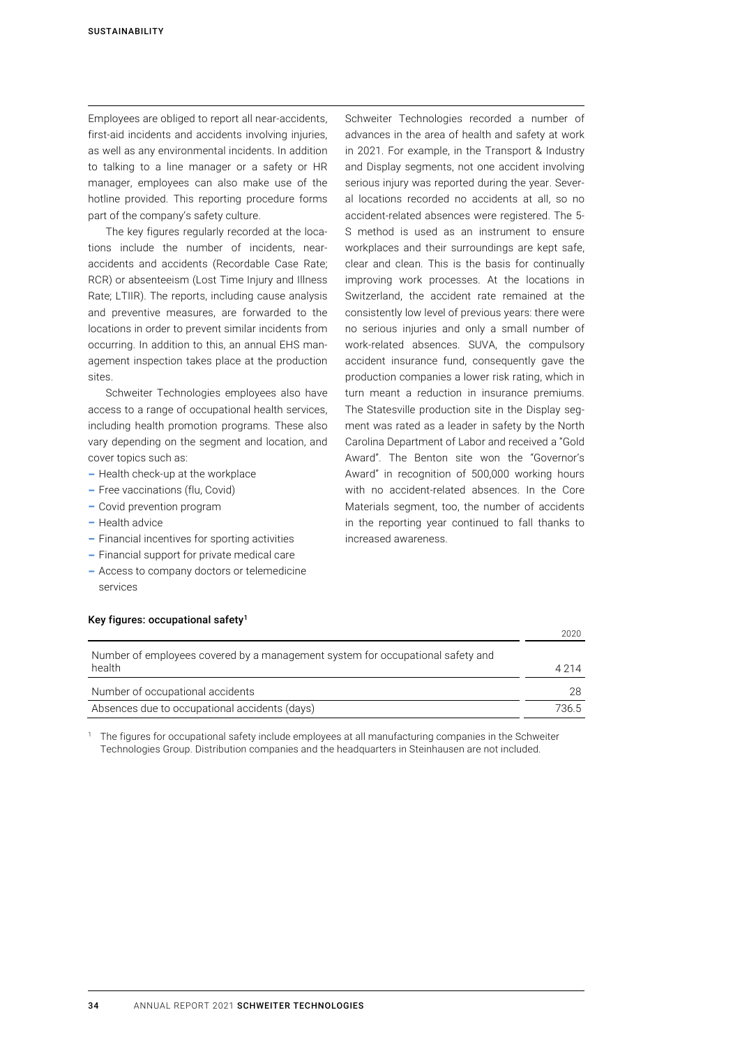Employees are obliged to report all near-accidents, first-aid incidents and accidents involving injuries, as well as any environmental incidents. In addition to talking to a line manager or a safety or HR manager, employees can also make use of the hotline provided. This reporting procedure forms part of the company's safety culture.

The key figures regularly recorded at the locations include the number of incidents, near-accidents and accidents (Recordable Case Rate; RCR) or absenteeism (Lost Time Injury and Illness Rate; LTIIR). The reports, including cause analysis and preventive measures, are forwarded to the locations in order to prevent similar incidents from occurring. In addition to this, an annual EHS management inspection takes place at the production sites.

Schweiter Technologies employees also have access to a range of occupational health services, including health promotion programs. These also vary depending on the segment and location, and cover topics such as:

- Health check-up at the workplace
- Free vaccinations (flu, Covid)
- Covid prevention program
- Health advice
- Financial incentives for sporting activities
- Financial support for private medical care
- Access to company doctors or telemedicine services

Schweiter Technologies recorded a number of advances in the area of health and safety at work in 2021. For example, in the Transport & Industry and Display segments, not one accident involving serious injury was reported during the year. Several locations recorded no accidents at all, so no accident-related absences were registered. The 5-S method is used as an instrument to ensure workplaces and their surroundings are kept safe, clear and clean. This is the basis for continually improving work processes. At the locations in Switzerland, the accident rate remained at the consistently low level of previous years: there were no serious injuries and only a small number of work-related absences. SUVA, the compulsory accident insurance fund, consequently gave the production companies a lower risk rating, which in turn meant a reduction in insurance premiums. The Statesville production site in the Display segment was rated as a leader in safety by the North Carolina Department of Labor and received a "Gold Award". The Benton site won the "Governor's Award" in recognition of 500,000 working hours with no accident-related absences. In the Core Materials segment, too, the number of accidents in the reporting year continued to fall thanks to increased awareness.

**Key figures: occupational safety[1]**

| | 2020 |
|---|---|
| Number of employees covered by a management system for occupational safety and health | 4 214 |
| Number of occupational accidents | 28 |
| Absences due to occupational accidents (days) | 736.5 |

[1] The figures for occupational safety include employees at all manufacturing companies in the Schweiter Technologies Group. Distribution companies and the headquarters in Steinhausen are not included.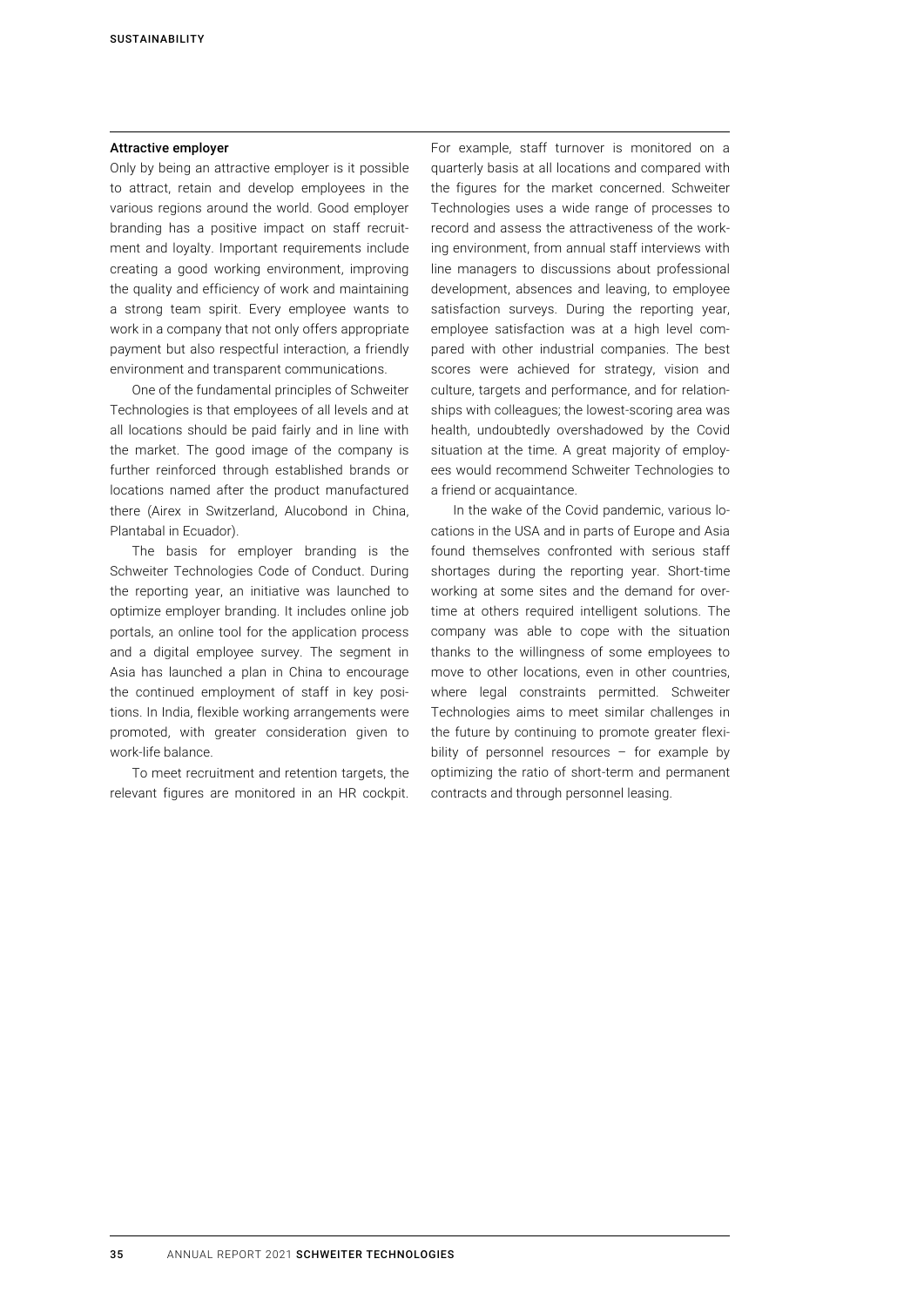### Attractive employer

Only by being an attractive employer is it possible to attract, retain and develop employees in the various regions around the world. Good employer branding has a positive impact on staff recruitment and loyalty. Important requirements include creating a good working environment, improving the quality and efficiency of work and maintaining a strong team spirit. Every employee wants to work in a company that not only offers appropriate payment but also respectful interaction, a friendly environment and transparent communications.

One of the fundamental principles of Schweiter Technologies is that employees of all levels and at all locations should be paid fairly and in line with the market. The good image of the company is further reinforced through established brands or locations named after the product manufactured there (Airex in Switzerland, Alucobond in China, Plantabal in Ecuador).

The basis for employer branding is the Schweiter Technologies Code of Conduct. During the reporting year, an initiative was launched to optimize employer branding. It includes online job portals, an online tool for the application process and a digital employee survey. The segment in Asia has launched a plan in China to encourage the continued employment of staff in key positions. In India, flexible working arrangements were promoted, with greater consideration given to work-life balance.

To meet recruitment and retention targets, the relevant figures are monitored in an HR cockpit. For example, staff turnover is monitored on a quarterly basis at all locations and compared with the figures for the market concerned. Schweiter Technologies uses a wide range of processes to record and assess the attractiveness of the working environment, from annual staff interviews with line managers to discussions about professional development, absences and leaving, to employee satisfaction surveys. During the reporting year, employee satisfaction was at a high level compared with other industrial companies. The best scores were achieved for strategy, vision and culture, targets and performance, and for relationships with colleagues; the lowest-scoring area was health, undoubtedly overshadowed by the Covid situation at the time. A great majority of employees would recommend Schweiter Technologies to a friend or acquaintance.

In the wake of the Covid pandemic, various locations in the USA and in parts of Europe and Asia found themselves confronted with serious staff shortages during the reporting year. Short-time working at some sites and the demand for overtime at others required intelligent solutions. The company was able to cope with the situation thanks to the willingness of some employees to move to other locations, even in other countries, where legal constraints permitted. Schweiter Technologies aims to meet similar challenges in the future by continuing to promote greater flexibility of personnel resources – for example by optimizing the ratio of short-term and permanent contracts and through personnel leasing.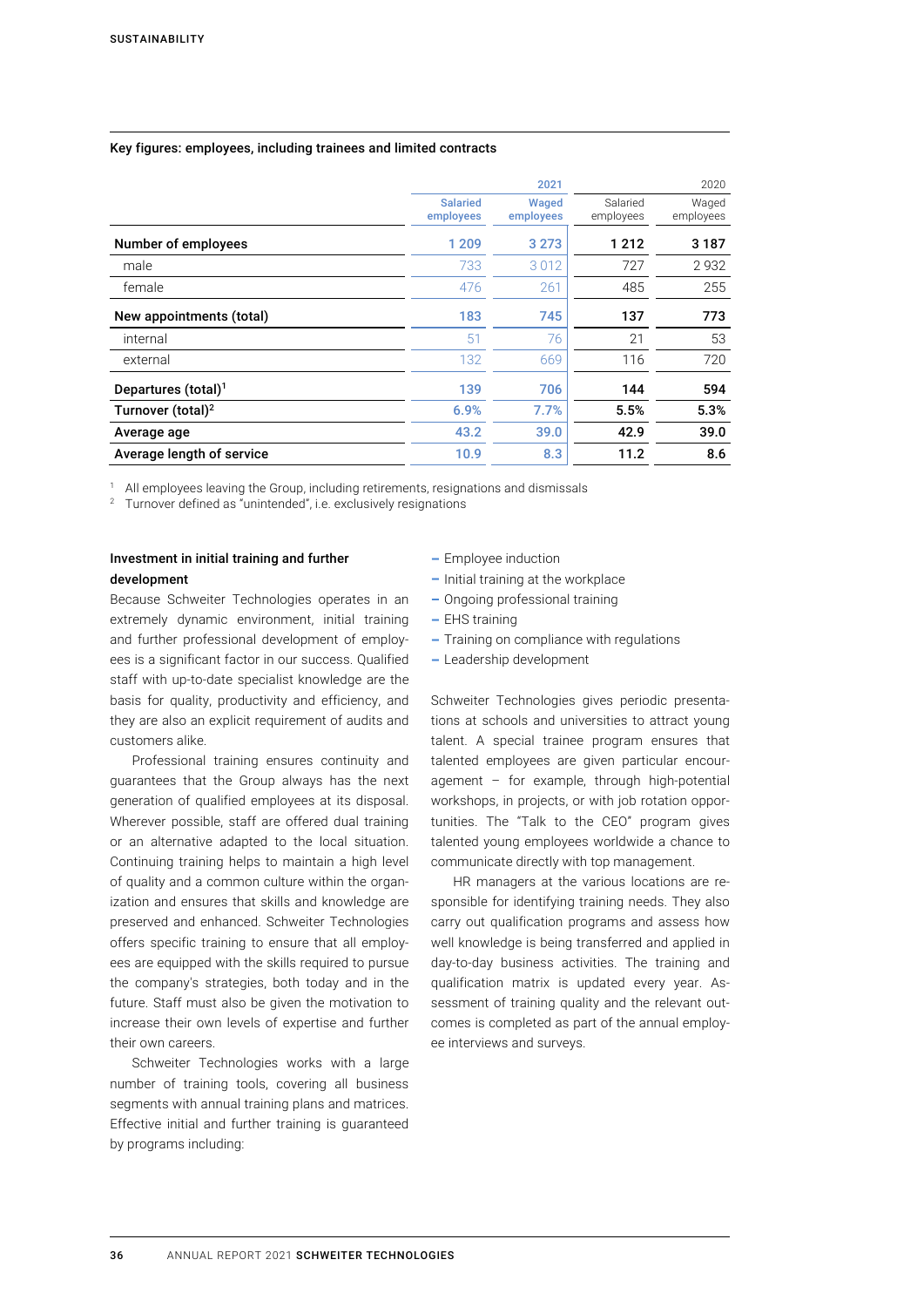### Key figures: employees, including trainees and limited contracts

| | 2021 | | 2020 | |
|---|---|---|---|---|
| | Salaried employees | Waged employees | Salaried employees | Waged employees |
| **Number of employees** | **1 209** | **3 273** | **1 212** | **3 187** |
| male | 733 | 3 012 | 727 | 2 932 |
| female | 476 | 261 | 485 | 255 |
| **New appointments (total)** | **183** | **745** | **137** | **773** |
| internal | 51 | 76 | 21 | 53 |
| external | 132 | 669 | 116 | 720 |
| **Departures (total)**[1] | **139** | **706** | **144** | **594** |
| **Turnover (total)**[2] | **6.9%** | **7.7%** | **5.5%** | **5.3%** |
| **Average age** | **43.2** | **39.0** | **42.9** | **39.0** |
| **Average length of service** | **10.9** | **8.3** | **11.2** | **8.6** |

[1] All employees leaving the Group, including retirements, resignations and dismissals
[2] Turnover defined as "unintended", i.e. exclusively resignations

### Investment in initial training and further development

Because Schweiter Technologies operates in an extremely dynamic environment, initial training and further professional development of employees is a significant factor in our success. Qualified staff with up-to-date specialist knowledge are the basis for quality, productivity and efficiency, and they are also an explicit requirement of audits and customers alike.

Professional training ensures continuity and guarantees that the Group always has the next generation of qualified employees at its disposal. Wherever possible, staff are offered dual training or an alternative adapted to the local situation. Continuing training helps to maintain a high level of quality and a common culture within the organization and ensures that skills and knowledge are preserved and enhanced. Schweiter Technologies offers specific training to ensure that all employees are equipped with the skills required to pursue the company's strategies, both today and in the future. Staff must also be given the motivation to increase their own levels of expertise and further their own careers.

Schweiter Technologies works with a large number of training tools, covering all business segments with annual training plans and matrices. Effective initial and further training is guaranteed by programs including:

- Employee induction
- Initial training at the workplace
- Ongoing professional training
- EHS training
- Training on compliance with regulations
- Leadership development

Schweiter Technologies gives periodic presentations at schools and universities to attract young talent. A special trainee program ensures that talented employees are given particular encouragement – for example, through high-potential workshops, in projects, or with job rotation opportunities. The "Talk to the CEO" program gives talented young employees worldwide a chance to communicate directly with top management.

HR managers at the various locations are responsible for identifying training needs. They also carry out qualification programs and assess how well knowledge is being transferred and applied in day-to-day business activities. The training and qualification matrix is updated every year. Assessment of training quality and the relevant outcomes is completed as part of the annual employee interviews and surveys.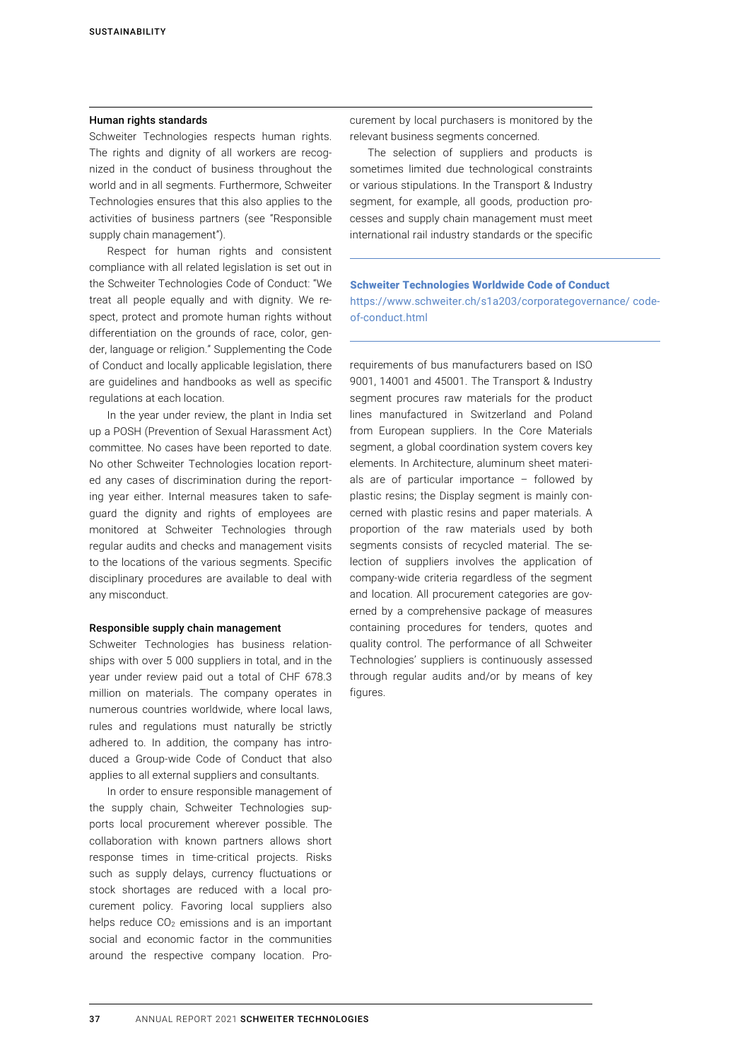## Human rights standards

Schweiter Technologies respects human rights. The rights and dignity of all workers are recognized in the conduct of business throughout the world and in all segments. Furthermore, Schweiter Technologies ensures that this also applies to the activities of business partners (see "Responsible supply chain management").

Respect for human rights and consistent compliance with all related legislation is set out in the Schweiter Technologies Code of Conduct: "We treat all people equally and with dignity. We respect, protect and promote human rights without differentiation on the grounds of race, color, gender, language or religion." Supplementing the Code of Conduct and locally applicable legislation, there are guidelines and handbooks as well as specific regulations at each location.

In the year under review, the plant in India set up a POSH (Prevention of Sexual Harassment Act) committee. No cases have been reported to date. No other Schweiter Technologies location reported any cases of discrimination during the reporting year either. Internal measures taken to safeguard the dignity and rights of employees are monitored at Schweiter Technologies through regular audits and checks and management visits to the locations of the various segments. Specific disciplinary procedures are available to deal with any misconduct.

## Responsible supply chain management

Schweiter Technologies has business relationships with over 5 000 suppliers in total, and in the year under review paid out a total of CHF 678.3 million on materials. The company operates in numerous countries worldwide, where local laws, rules and regulations must naturally be strictly adhered to. In addition, the company has introduced a Group-wide Code of Conduct that also applies to all external suppliers and consultants.

In order to ensure responsible management of the supply chain, Schweiter Technologies supports local procurement wherever possible. The collaboration with known partners allows short response times in time-critical projects. Risks such as supply delays, currency fluctuations or stock shortages are reduced with a local procurement policy. Favoring local suppliers also helps reduce $CO_2$ emissions and is an important social and economic factor in the communities around the respective company location. Procurement by local purchasers is monitored by the relevant business segments concerned.

The selection of suppliers and products is sometimes limited due technological constraints or various stipulations. In the Transport & Industry segment, for example, all goods, production processes and supply chain management must meet international rail industry standards or the specific requirements of bus manufacturers based on ISO 9001, 14001 and 45001. The Transport & Industry segment procures raw materials for the product lines manufactured in Switzerland and Poland from European suppliers. In the Core Materials segment, a global coordination system covers key elements. In Architecture, aluminum sheet materials are of particular importance – followed by plastic resins; the Display segment is mainly concerned with plastic resins and paper materials. A proportion of the raw materials used by both segments consists of recycled material. The selection of suppliers involves the application of company-wide criteria regardless of the segment and location. All procurement categories are governed by a comprehensive package of measures containing procedures for tenders, quotes and quality control. The performance of all Schweiter Technologies' suppliers is continuously assessed through regular audits and/or by means of key figures.

**Schweiter Technologies Worldwide Code of Conduct**
https://www.schweiter.ch/s1a203/corporategovernance/ code-of-conduct.html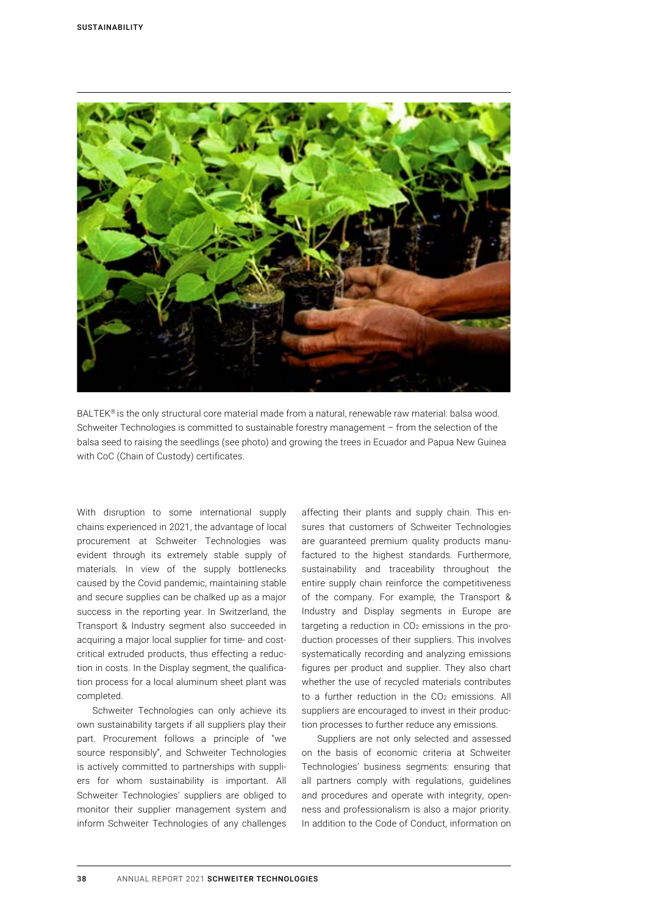BALTEK® is the only structural core material made from a natural, renewable raw material: balsa wood. Schweiter Technologies is committed to sustainable forestry management – from the selection of the balsa seed to raising the seedlings (see photo) and growing the trees in Ecuador and Papua New Guinea with CoC (Chain of Custody) certificates.

With disruption to some international supply chains experienced in 2021, the advantage of local procurement at Schweiter Technologies was evident through its extremely stable supply of materials. In view of the supply bottlenecks caused by the Covid pandemic, maintaining stable and secure supplies can be chalked up as a major success in the reporting year. In Switzerland, the Transport & Industry segment also succeeded in acquiring a major local supplier for time- and cost-critical extruded products, thus effecting a reduction in costs. In the Display segment, the qualification process for a local aluminum sheet plant was completed.

Schweiter Technologies can only achieve its own sustainability targets if all suppliers play their part. Procurement follows a principle of "we source responsibly", and Schweiter Technologies is actively committed to partnerships with suppliers for whom sustainability is important. All Schweiter Technologies' suppliers are obliged to monitor their supplier management system and inform Schweiter Technologies of any challenges affecting their plants and supply chain. This ensures that customers of Schweiter Technologies are guaranteed premium quality products manufactured to the highest standards. Furthermore, sustainability and traceability throughout the entire supply chain reinforce the competitiveness of the company. For example, the Transport & Industry and Display segments in Europe are targeting a reduction in $CO_2$ emissions in the production processes of their suppliers. This involves systematically recording and analyzing emissions figures per product and supplier. They also chart whether the use of recycled materials contributes to a further reduction in the $CO_2$ emissions. All suppliers are encouraged to invest in their production processes to further reduce any emissions.

Suppliers are not only selected and assessed on the basis of economic criteria at Schweiter Technologies' business segments: ensuring that all partners comply with regulations, guidelines and procedures and operate with integrity, openness and professionalism is also a major priority. In addition to the Code of Conduct, information on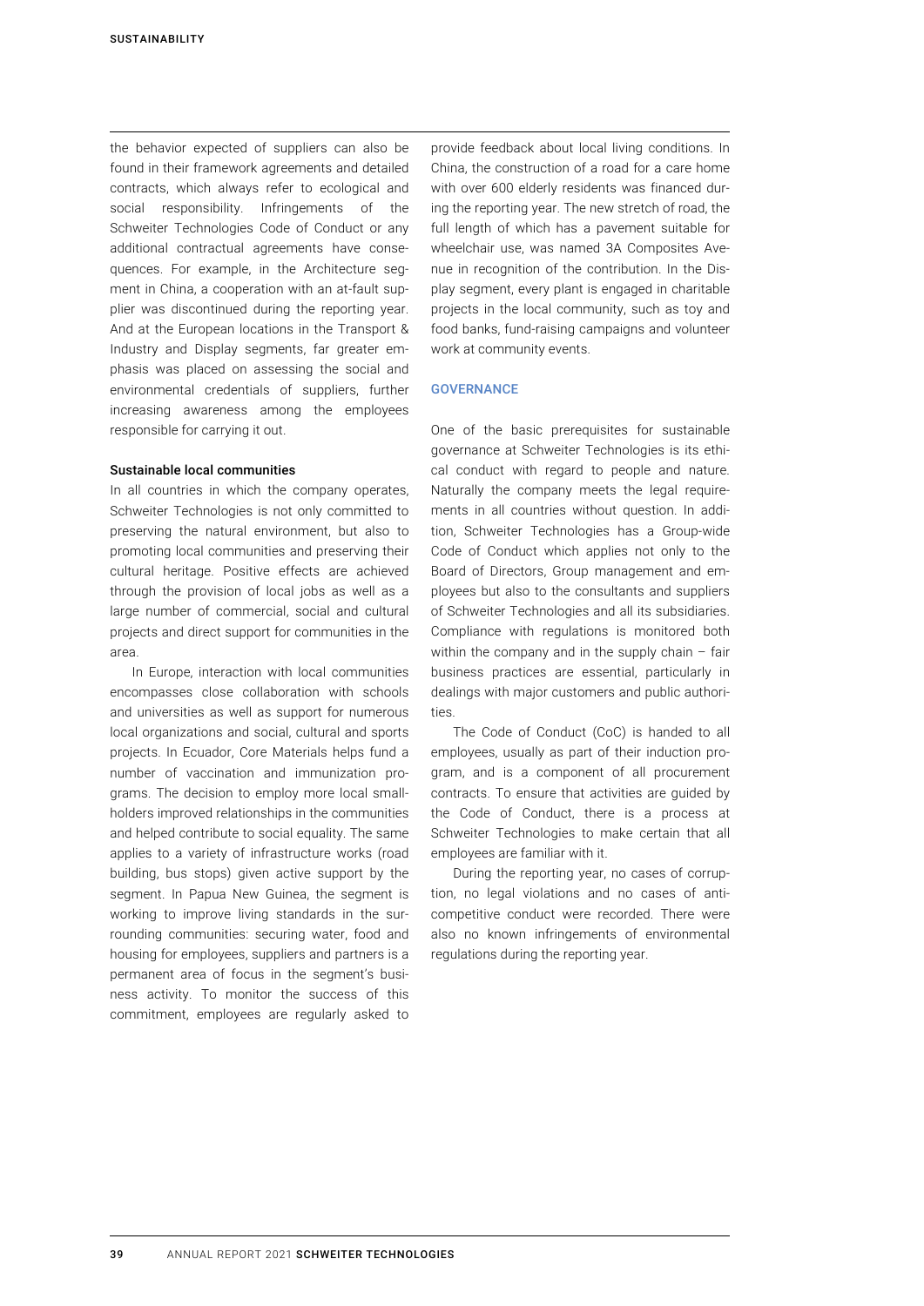the behavior expected of suppliers can also be found in their framework agreements and detailed contracts, which always refer to ecological and social responsibility. Infringements of the Schweiter Technologies Code of Conduct or any additional contractual agreements have consequences. For example, in the Architecture segment in China, a cooperation with an at-fault supplier was discontinued during the reporting year. And at the European locations in the Transport & Industry and Display segments, far greater emphasis was placed on assessing the social and environmental credentials of suppliers, further increasing awareness among the employees responsible for carrying it out.

**Sustainable local communities**

In all countries in which the company operates, Schweiter Technologies is not only committed to preserving the natural environment, but also to promoting local communities and preserving their cultural heritage. Positive effects are achieved through the provision of local jobs as well as a large number of commercial, social and cultural projects and direct support for communities in the area.

In Europe, interaction with local communities encompasses close collaboration with schools and universities as well as support for numerous local organizations and social, cultural and sports projects. In Ecuador, Core Materials helps fund a number of vaccination and immunization programs. The decision to employ more local smallholders improved relationships in the communities and helped contribute to social equality. The same applies to a variety of infrastructure works (road building, bus stops) given active support by the segment. In Papua New Guinea, the segment is working to improve living standards in the surrounding communities: securing water, food and housing for employees, suppliers and partners is a permanent area of focus in the segment's business activity. To monitor the success of this commitment, employees are regularly asked to provide feedback about local living conditions. In China, the construction of a road for a care home with over 600 elderly residents was financed during the reporting year. The new stretch of road, the full length of which has a pavement suitable for wheelchair use, was named 3A Composites Avenue in recognition of the contribution. In the Display segment, every plant is engaged in charitable projects in the local community, such as toy and food banks, fund-raising campaigns and volunteer work at community events.

## GOVERNANCE

One of the basic prerequisites for sustainable governance at Schweiter Technologies is its ethical conduct with regard to people and nature. Naturally the company meets the legal requirements in all countries without question. In addition, Schweiter Technologies has a Group-wide Code of Conduct which applies not only to the Board of Directors, Group management and employees but also to the consultants and suppliers of Schweiter Technologies and all its subsidiaries. Compliance with regulations is monitored both within the company and in the supply chain – fair business practices are essential, particularly in dealings with major customers and public authorities.

The Code of Conduct (CoC) is handed to all employees, usually as part of their induction program, and is a component of all procurement contracts. To ensure that activities are guided by the Code of Conduct, there is a process at Schweiter Technologies to make certain that all employees are familiar with it.

During the reporting year, no cases of corruption, no legal violations and no cases of anti-competitive conduct were recorded. There were also no known infringements of environmental regulations during the reporting year.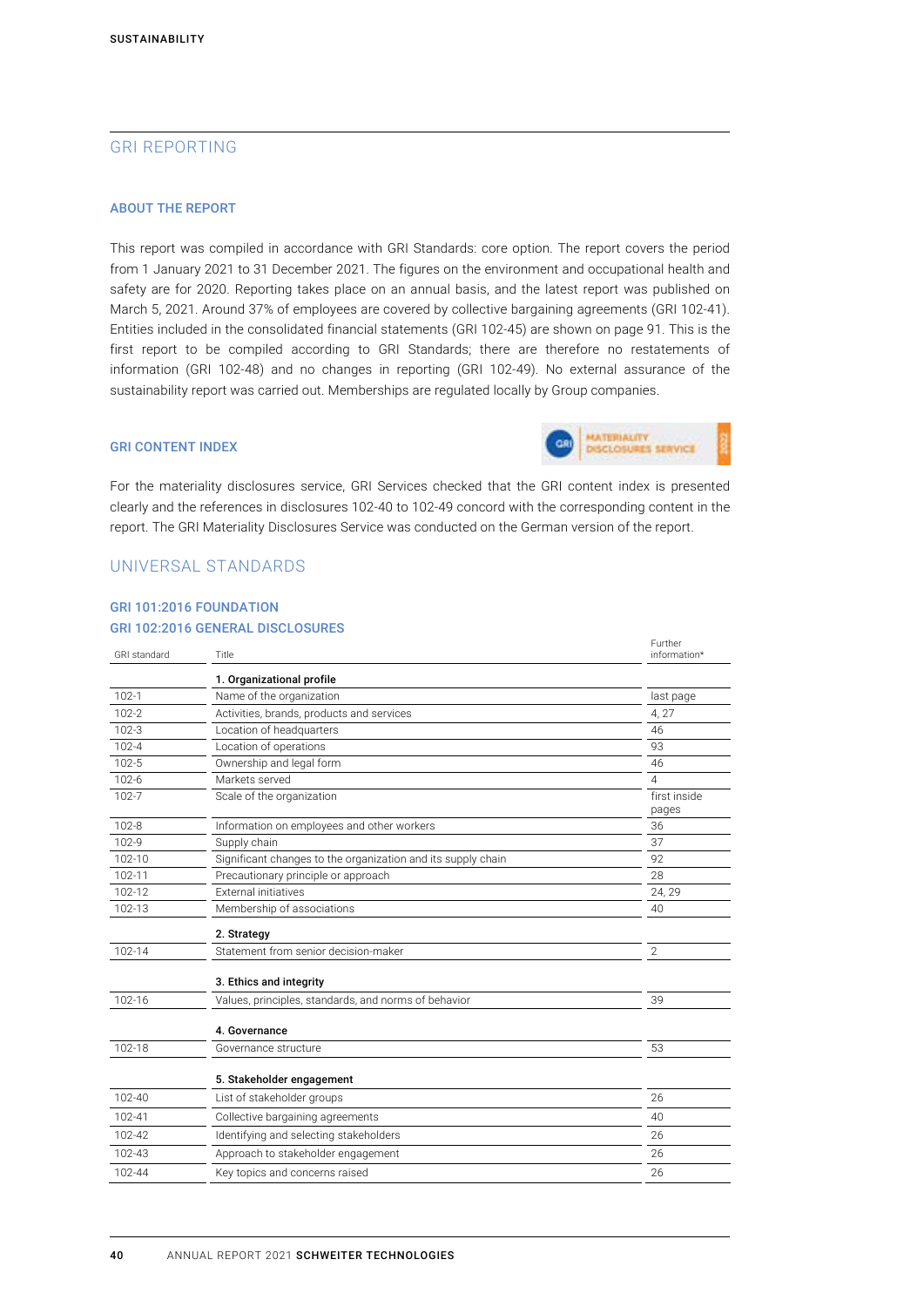## GRI REPORTING

### ABOUT THE REPORT

This report was compiled in accordance with GRI Standards: core option. The report covers the period from 1 January 2021 to 31 December 2021. The figures on the environment and occupational health and safety are for 2020. Reporting takes place on an annual basis, and the latest report was published on March 5, 2021. Around 37% of employees are covered by collective bargaining agreements (GRI 102-41). Entities included in the consolidated financial statements (GRI 102-45) are shown on page 91. This is the first report to be compiled according to GRI Standards; there are therefore no restatements of information (GRI 102-48) and no changes in reporting (GRI 102-49). No external assurance of the sustainability report was carried out. Memberships are regulated locally by Group companies.

### GRI CONTENT INDEX

For the materiality disclosures service, GRI Services checked that the GRI content index is presented clearly and the references in disclosures 102-40 to 102-49 concord with the corresponding content in the report. The GRI Materiality Disclosures Service was conducted on the German version of the report.

## UNIVERSAL STANDARDS

### GRI 101:2016 FOUNDATION
### GRI 102:2016 GENERAL DISCLOSURES

| GRI standard | Title | Further information* |
|---|---|---|
| | **1. Organizational profile** | |
| 102-1 | Name of the organization | last page |
| 102-2 | Activities, brands, products and services | 4, 27 |
| 102-3 | Location of headquarters | 46 |
| 102-4 | Location of operations | 93 |
| 102-5 | Ownership and legal form | 46 |
| 102-6 | Markets served | 4 |
| 102-7 | Scale of the organization | first inside pages |
| 102-8 | Information on employees and other workers | 36 |
| 102-9 | Supply chain | 37 |
| 102-10 | Significant changes to the organization and its supply chain | 92 |
| 102-11 | Precautionary principle or approach | 28 |
| 102-12 | External initiatives | 24, 29 |
| 102-13 | Membership of associations | 40 |
| | **2. Strategy** | |
| 102-14 | Statement from senior decision-maker | 2 |
| | **3. Ethics and integrity** | |
| 102-16 | Values, principles, standards, and norms of behavior | 39 |
| | **4. Governance** | |
| 102-18 | Governance structure | 53 |
| | **5. Stakeholder engagement** | |
| 102-40 | List of stakeholder groups | 26 |
| 102-41 | Collective bargaining agreements | 40 |
| 102-42 | Identifying and selecting stakeholders | 26 |
| 102-43 | Approach to stakeholder engagement | 26 |
| 102-44 | Key topics and concerns raised | 26 |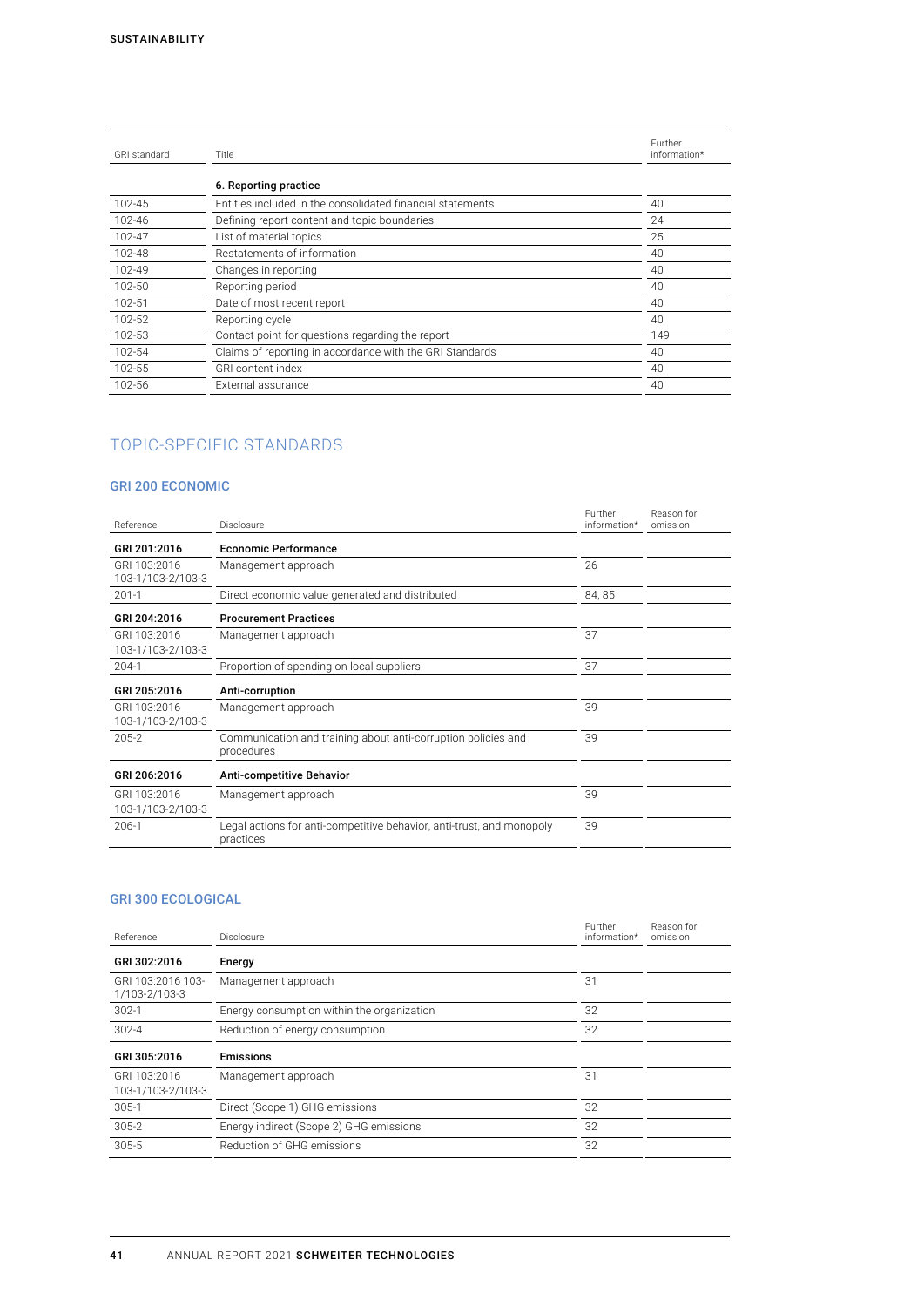| GRI standard | Title | Further information* |
|---|---|---|
| | **6. Reporting practice** | |
| 102-45 | Entities included in the consolidated financial statements | 40 |
| 102-46 | Defining report content and topic boundaries | 24 |
| 102-47 | List of material topics | 25 |
| 102-48 | Restatements of information | 40 |
| 102-49 | Changes in reporting | 40 |
| 102-50 | Reporting period | 40 |
| 102-51 | Date of most recent report | 40 |
| 102-52 | Reporting cycle | 40 |
| 102-53 | Contact point for questions regarding the report | 149 |
| 102-54 | Claims of reporting in accordance with the GRI Standards | 40 |
| 102-55 | GRI content index | 40 |
| 102-56 | External assurance | 40 |

## TOPIC-SPECIFIC STANDARDS

### GRI 200 ECONOMIC

| Reference | Disclosure | Further information* | Reason for omission |
|---|---|---|---|
| **GRI 201:2016** | **Economic Performance** | | |
| GRI 103:2016 103-1/103-2/103-3 | Management approach | 26 | |
| 201-1 | Direct economic value generated and distributed | 84, 85 | |
| **GRI 204:2016** | **Procurement Practices** | | |
| GRI 103:2016 103-1/103-2/103-3 | Management approach | 37 | |
| 204-1 | Proportion of spending on local suppliers | 37 | |
| **GRI 205:2016** | **Anti-corruption** | | |
| GRI 103:2016 103-1/103-2/103-3 | Management approach | 39 | |
| 205-2 | Communication and training about anti-corruption policies and procedures | 39 | |
| **GRI 206:2016** | **Anti-competitive Behavior** | | |
| GRI 103:2016 103-1/103-2/103-3 | Management approach | 39 | |
| 206-1 | Legal actions for anti-competitive behavior, anti-trust, and monopoly practices | 39 | |

### GRI 300 ECOLOGICAL

| Reference | Disclosure | Further information* | Reason for omission |
|---|---|---|---|
| **GRI 302:2016** | **Energy** | | |
| GRI 103:2016 103-1/103-2/103-3 | Management approach | 31 | |
| 302-1 | Energy consumption within the organization | 32 | |
| 302-4 | Reduction of energy consumption | 32 | |
| **GRI 305:2016** | **Emissions** | | |
| GRI 103:2016 103-1/103-2/103-3 | Management approach | 31 | |
| 305-1 | Direct (Scope 1) GHG emissions | 32 | |
| 305-2 | Energy indirect (Scope 2) GHG emissions | 32 | |
| 305-5 | Reduction of GHG emissions | 32 | |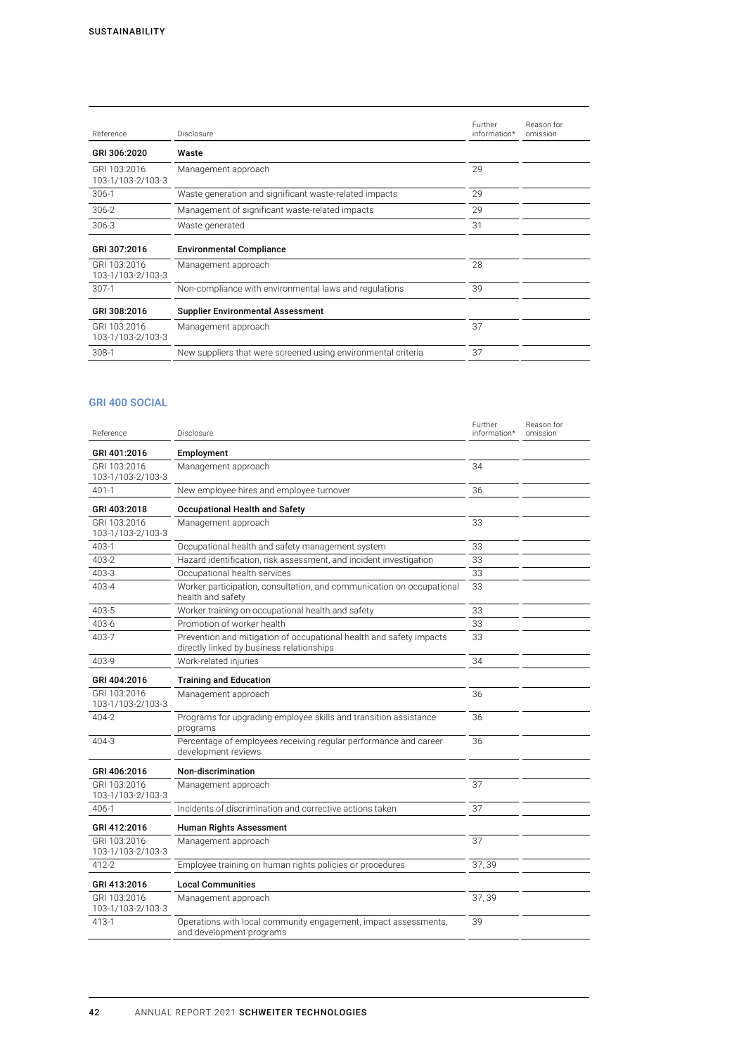| Reference | Disclosure | Further information* | Reason for omission |
|---|---|---|---|
| **GRI 306:2020** | **Waste** | | |
| GRI 103:2016 103-1/103-2/103-3 | Management approach | 29 | |
| 306-1 | Waste generation and significant waste-related impacts | 29 | |
| 306-2 | Management of significant waste-related impacts | 29 | |
| 306-3 | Waste generated | 31 | |
| **GRI 307:2016** | **Environmental Compliance** | | |
| GRI 103:2016 103-1/103-2/103-3 | Management approach | 28 | |
| 307-1 | Non-compliance with environmental laws and regulations | 39 | |
| **GRI 308:2016** | **Supplier Environmental Assessment** | | |
| GRI 103:2016 103-1/103-2/103-3 | Management approach | 37 | |
| 308-1 | New suppliers that were screened using environmental criteria | 37 | |

## GRI 400 SOCIAL

| Reference | Disclosure | Further information* | Reason for omission |
|---|---|---|---|
| **GRI 401:2016** | **Employment** | | |
| GRI 103:2016 103-1/103-2/103-3 | Management approach | 34 | |
| 401-1 | New employee hires and employee turnover | 36 | |
| **GRI 403:2018** | **Occupational Health and Safety** | | |
| GRI 103:2016 103-1/103-2/103-3 | Management approach | 33 | |
| 403-1 | Occupational health and safety management system | 33 | |
| 403-2 | Hazard identification, risk assessment, and incident investigation | 33 | |
| 403-3 | Occupational health services | 33 | |
| 403-4 | Worker participation, consultation, and communication on occupational health and safety | 33 | |
| 403-5 | Worker training on occupational health and safety | 33 | |
| 403-6 | Promotion of worker health | 33 | |
| 403-7 | Prevention and mitigation of occupational health and safety impacts directly linked by business relationships | 33 | |
| 403-9 | Work-related injuries | 34 | |
| **GRI 404:2016** | **Training and Education** | | |
| GRI 103:2016 103-1/103-2/103-3 | Management approach | 36 | |
| 404-2 | Programs for upgrading employee skills and transition assistance programs | 36 | |
| 404-3 | Percentage of employees receiving regular performance and career development reviews | 36 | |
| **GRI 406:2016** | **Non-discrimination** | | |
| GRI 103:2016 103-1/103-2/103-3 | Management approach | 37 | |
| 406-1 | Incidents of discrimination and corrective actions taken | 37 | |
| **GRI 412:2016** | **Human Rights Assessment** | | |
| GRI 103:2016 103-1/103-2/103-3 | Management approach | 37 | |
| 412-2 | Employee training on human rights policies or procedures | 37, 39 | |
| **GRI 413:2016** | **Local Communities** | | |
| GRI 103:2016 103-1/103-2/103-3 | Management approach | 37, 39 | |
| 413-1 | Operations with local community engagement, impact assessments, and development programs | 39 | |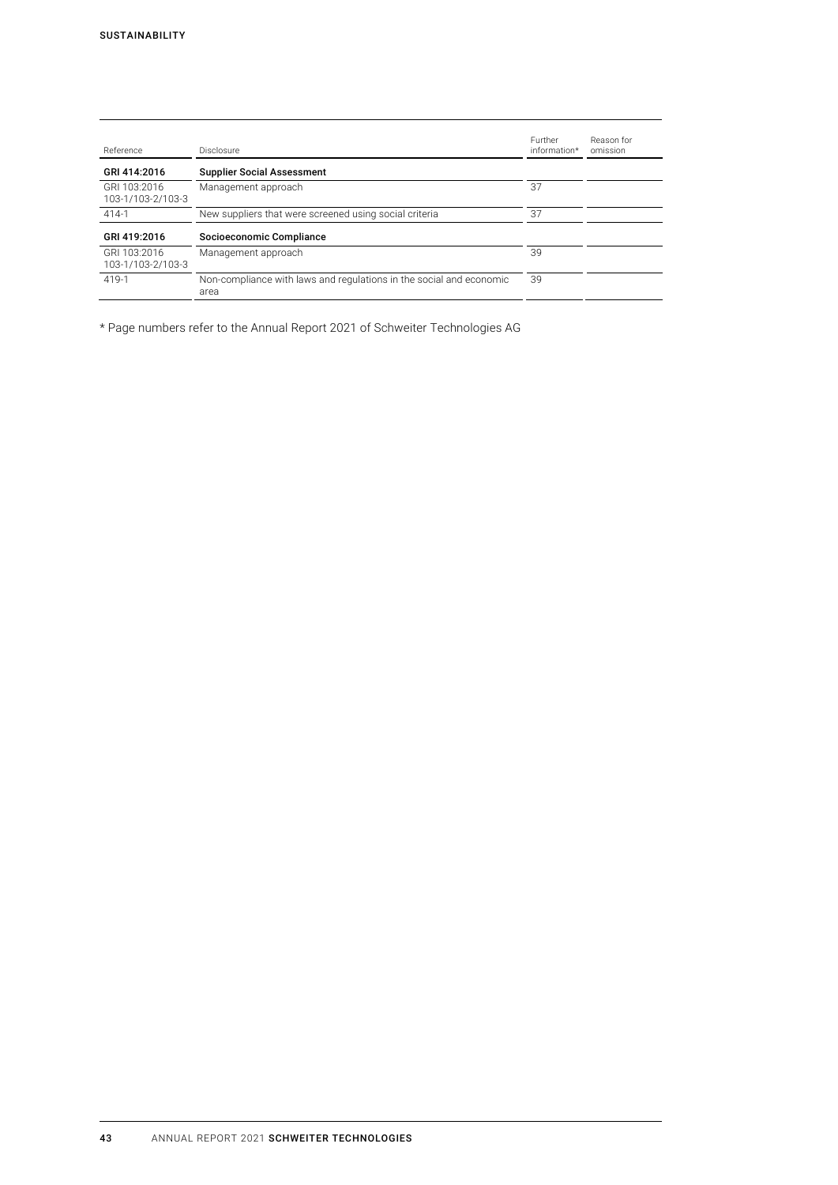| Reference | Disclosure | Further information* | Reason for omission |
|---|---|---|---|
| **GRI 414:2016** | **Supplier Social Assessment** | | |
| GRI 103:2016 103-1/103-2/103-3 | Management approach | 37 | |
| 414-1 | New suppliers that were screened using social criteria | 37 | |
| **GRI 419:2016** | **Socioeconomic Compliance** | | |
| GRI 103:2016 103-1/103-2/103-3 | Management approach | 39 | |
| 419-1 | Non-compliance with laws and regulations in the social and economic area | 39 | |

* Page numbers refer to the Annual Report 2021 of Schweiter Technologies AG